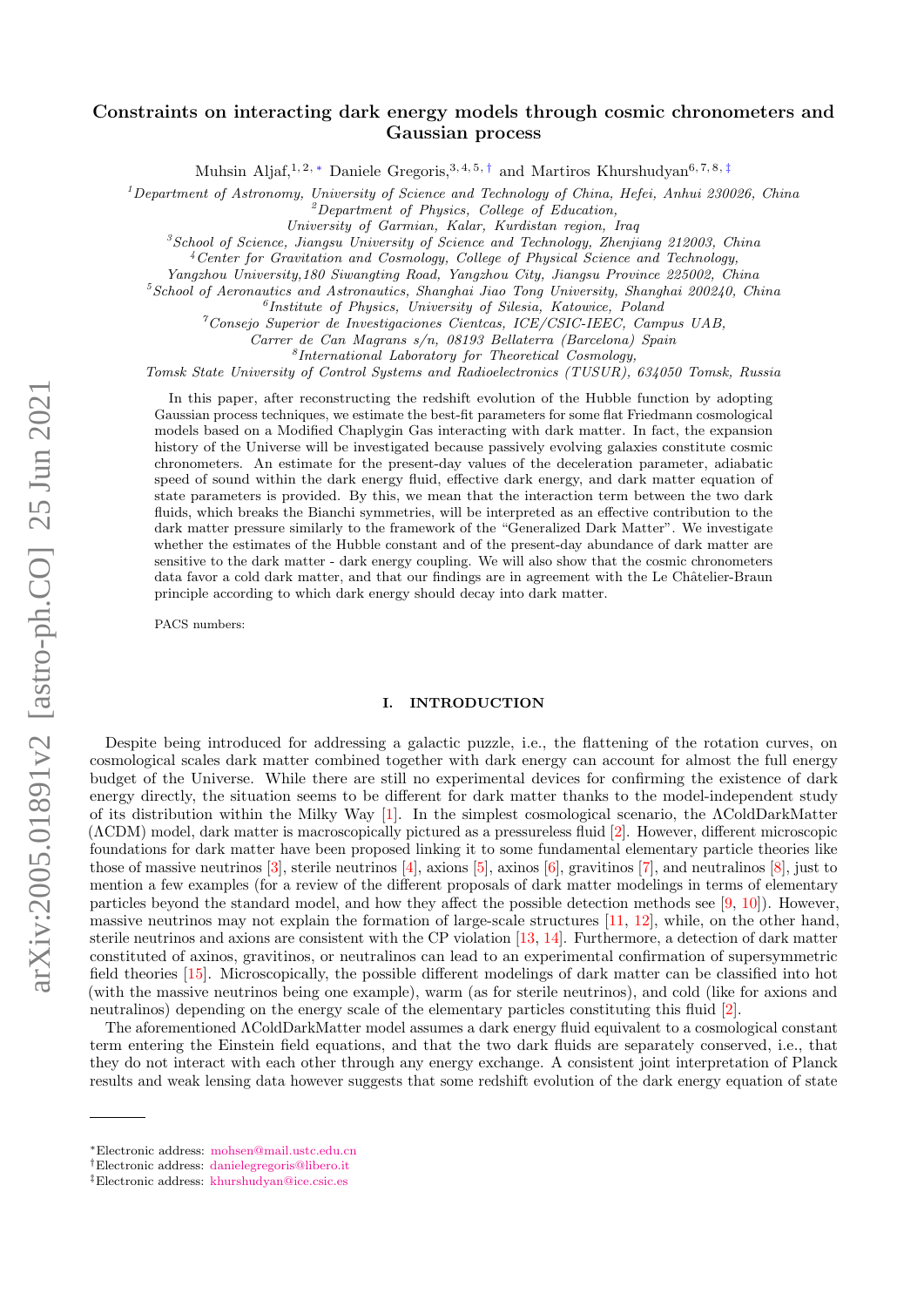# Constraints on interacting dark energy models through cosmic chronometers and Gaussian process

Muhsin Aljaf,[1,2,*] Daniele Gregoris,[3,4,5,†] and Martiros Khurshudyan[6,7,8,‡]

[1]*Department of Astronomy, University of Science and Technology of China, Hefei, Anhui 230026, China*
[2]*Department of Physics, College of Education, University of Garmian, Kalar, Kurdistan region, Iraq*
[3]*School of Science, Jiangsu University of Science and Technology, Zhenjiang 212003, China*
[4]*Center for Gravitation and Cosmology, College of Physical Science and Technology, Yangzhou University,180 Siwangting Road, Yangzhou City, Jiangsu Province 225002, China*
[5]*School of Aeronautics and Astronautics, Shanghai Jiao Tong University, Shanghai 200240, China*
[6]*Institute of Physics, University of Silesia, Katowice, Poland*
[7]*Consejo Superior de Investigaciones Cientcas, ICE/CSIC-IEEC, Campus UAB, Carrer de Can Magrans s/n, 08193 Bellaterra (Barcelona) Spain*
[8]*International Laboratory for Theoretical Cosmology, Tomsk State University of Control Systems and Radioelectronics (TUSUR), 634050 Tomsk, Russia*

In this paper, after reconstructing the redshift evolution of the Hubble function by adopting Gaussian process techniques, we estimate the best-fit parameters for some flat Friedmann cosmological models based on a Modified Chaplygin Gas interacting with dark matter. In fact, the expansion history of the Universe will be investigated because passively evolving galaxies constitute cosmic chronometers. An estimate for the present-day values of the deceleration parameter, adiabatic speed of sound within the dark energy fluid, effective dark energy, and dark matter equation of state parameters is provided. By this, we mean that the interaction term between the two dark fluids, which breaks the Bianchi symmetries, will be interpreted as an effective contribution to the dark matter pressure similarly to the framework of the "Generalized Dark Matter". We investigate whether the estimates of the Hubble constant and of the present-day abundance of dark matter are sensitive to the dark matter - dark energy coupling. We will also show that the cosmic chronometers data favor a cold dark matter, and that our findings are in agreement with the Le Châtelier-Braun principle according to which dark energy should decay into dark matter.

PACS numbers:

## I. INTRODUCTION

Despite being introduced for addressing a galactic puzzle, i.e., the flattening of the rotation curves, on cosmological scales dark matter combined together with dark energy can account for almost the full energy budget of the Universe. While there are still no experimental devices for confirming the existence of dark energy directly, the situation seems to be different for dark matter thanks to the model-independent study of its distribution within the Milky Way [1]. In the simplest cosmological scenario, the ΛColdDarkMatter (ΛCDM) model, dark matter is macroscopically pictured as a pressureless fluid [2]. However, different microscopic foundations for dark matter have been proposed linking it to some fundamental elementary particle theories like those of massive neutrinos [3], sterile neutrinos [4], axions [5], axinos [6], gravitinos [7], and neutralinos [8], just to mention a few examples (for a review of the different proposals of dark matter modelings in terms of elementary particles beyond the standard model, and how they affect the possible detection methods see [9, 10]). However, massive neutrinos may not explain the formation of large-scale structures [11, 12], while, on the other hand, sterile neutrinos and axions are consistent with the CP violation [13, 14]. Furthermore, a detection of dark matter constituted of axinos, gravitinos, or neutralinos can lead to an experimental confirmation of supersymmetric field theories [15]. Microscopically, the possible different modelings of dark matter can be classified into hot (with the massive neutrinos being one example), warm (as for sterile neutrinos), and cold (like for axions and neutralinos) depending on the energy scale of the elementary particles constituting this fluid [2].

The aforementioned ΛColdDarkMatter model assumes a dark energy fluid equivalent to a cosmological constant term entering the Einstein field equations, and that the two dark fluids are separately conserved, i.e., that they do not interact with each other through any energy exchange. A consistent joint interpretation of Planck results and weak lensing data however suggests that some redshift evolution of the dark energy equation of state

*Electronic address: mohsen@mail.ustc.edu.cn
†Electronic address: danielegregoris@libero.it
‡Electronic address: khurshudyan@ice.csic.es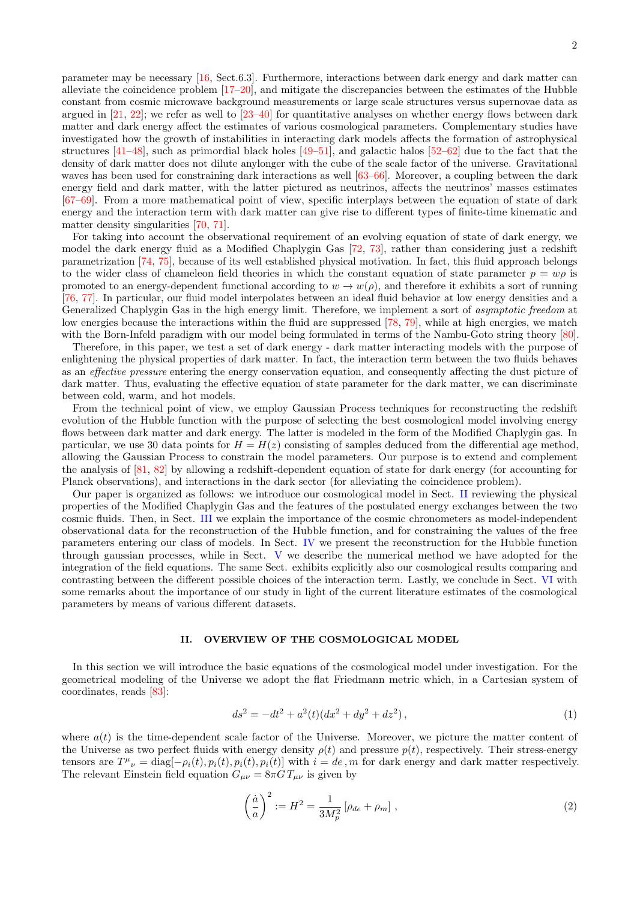parameter may be necessary [16, Sect.6.3]. Furthermore, interactions between dark energy and dark matter can alleviate the coincidence problem [17–20], and mitigate the discrepancies between the estimates of the Hubble constant from cosmic microwave background measurements or large scale structures versus supernovae data as argued in [21, 22]; we refer as well to [23–40] for quantitative analyses on whether energy flows between dark matter and dark energy affect the estimates of various cosmological parameters. Complementary studies have investigated how the growth of instabilities in interacting dark models affects the formation of astrophysical structures [41–48], such as primordial black holes [49–51], and galactic halos [52–62] due to the fact that the density of dark matter does not dilute anylonger with the cube of the scale factor of the universe. Gravitational waves has been used for constraining dark interactions as well [63–66]. Moreover, a coupling between the dark energy field and dark matter, with the latter pictured as neutrinos, affects the neutrinos' masses estimates [67–69]. From a more mathematical point of view, specific interplays between the equation of state of dark energy and the interaction term with dark matter can give rise to different types of finite-time kinematic and matter density singularities [70, 71].

For taking into account the observational requirement of an evolving equation of state of dark energy, we model the dark energy fluid as a Modified Chaplygin Gas [72, 73], rather than considering just a redshift parametrization [74, 75], because of its well established physical motivation. In fact, this fluid approach belongs to the wider class of chameleon field theories in which the constant equation of state parameter $p = w\rho$ is promoted to an energy-dependent functional according to $w \to w(\rho)$, and therefore it exhibits a sort of running [76, 77]. In particular, our fluid model interpolates between an ideal fluid behavior at low energy densities and a Generalized Chaplygin Gas in the high energy limit. Therefore, we implement a sort of *asymptotic freedom* at low energies because the interactions within the fluid are suppressed [78, 79], while at high energies, we match with the Born-Infeld paradigm with our model being formulated in terms of the Nambu-Goto string theory [80].

Therefore, in this paper, we test a set of dark energy - dark matter interacting models with the purpose of enlightening the physical properties of dark matter. In fact, the interaction term between the two fluids behaves as an *effective pressure* entering the energy conservation equation, and consequently affecting the dust picture of dark matter. Thus, evaluating the effective equation of state parameter for the dark matter, we can discriminate between cold, warm, and hot models.

From the technical point of view, we employ Gaussian Process techniques for reconstructing the redshift evolution of the Hubble function with the purpose of selecting the best cosmological model involving energy flows between dark matter and dark energy. The latter is modeled in the form of the Modified Chaplygin gas. In particular, we use 30 data points for $H = H(z)$ consisting of samples deduced from the differential age method, allowing the Gaussian Process to constrain the model parameters. Our purpose is to extend and complement the analysis of [81, 82] by allowing a redshift-dependent equation of state for dark energy (for accounting for Planck observations), and interactions in the dark sector (for alleviating the coincidence problem).

Our paper is organized as follows: we introduce our cosmological model in Sect. II reviewing the physical properties of the Modified Chaplygin Gas and the features of the postulated energy exchanges between the two cosmic fluids. Then, in Sect. III we explain the importance of the cosmic chronometers as model-independent observational data for the reconstruction of the Hubble function, and for constraining the values of the free parameters entering our class of models. In Sect. IV we present the reconstruction for the Hubble function through gaussian processes, while in Sect. V we describe the numerical method we have adopted for the integration of the field equations. The same Sect. exhibits explicitly also our cosmological results comparing and contrasting between the different possible choices of the interaction term. Lastly, we conclude in Sect. VI with some remarks about the importance of our study in light of the current literature estimates of the cosmological parameters by means of various different datasets.

## II. OVERVIEW OF THE COSMOLOGICAL MODEL

In this section we will introduce the basic equations of the cosmological model under investigation. For the geometrical modeling of the Universe we adopt the flat Friedmann metric which, in a Cartesian system of coordinates, reads [83]:

$$ds^2 = -dt^2 + a^2(t)(dx^2 + dy^2 + dz^2)\,, \tag{1}$$

where $a(t)$ is the time-dependent scale factor of the Universe. Moreover, we picture the matter content of the Universe as two perfect fluids with energy density $\rho(t)$ and pressure $p(t)$, respectively. Their stress-energy tensors are $T^{\mu}{}_{\nu} = \mathrm{diag}[-\rho_i(t), p_i(t), p_i(t), p_i(t)]$ with $i = de\,, m$ for dark energy and dark matter respectively. The relevant Einstein field equation $G_{\mu\nu} = 8\pi G\, T_{\mu\nu}$ is given by

$$\left(\frac{\dot{a}}{a}\right)^2 := H^2 = \frac{1}{3M_p^2}\left[\rho_{de} + \rho_m\right]\,, \tag{2}$$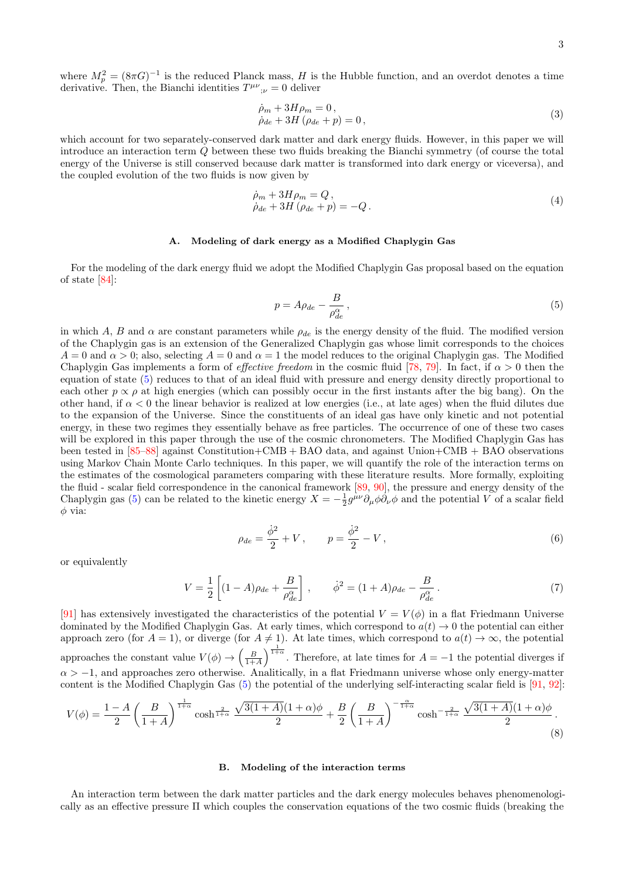where $M_p^2 = (8\pi G)^{-1}$ is the reduced Planck mass, $H$ is the Hubble function, and an overdot denotes a time derivative. Then, the Bianchi identities $T^{\mu\nu}{}_{;\nu} = 0$ deliver

$$
\begin{aligned}
&\dot{\rho}_m + 3H\rho_m = 0\,, \\
&\dot{\rho}_{de} + 3H\left(\rho_{de} + p\right) = 0\,,
\end{aligned}
\tag{3}
$$

which account for two separately-conserved dark matter and dark energy fluids. However, in this paper we will introduce an interaction term $Q$ between these two fluids breaking the Bianchi symmetry (of course the total energy of the Universe is still conserved because dark matter is transformed into dark energy or viceversa), and the coupled evolution of the two fluids is now given by

$$
\begin{aligned}
&\dot{\rho}_m + 3H\rho_m = Q\,, \\
&\dot{\rho}_{de} + 3H\left(\rho_{de} + p\right) = -Q\,.
\end{aligned}
\tag{4}
$$

### A. Modeling of dark energy as a Modified Chaplygin Gas

For the modeling of the dark energy fluid we adopt the Modified Chaplygin Gas proposal based on the equation of state [84]:

$$
p = A\rho_{de} - \frac{B}{\rho_{de}^{\alpha}}\,, \tag{5}
$$

in which $A$, $B$ and $\alpha$ are constant parameters while $\rho_{de}$ is the energy density of the fluid. The modified version of the Chaplygin gas is an extension of the Generalized Chaplygin gas whose limit corresponds to the choices $A = 0$ and $\alpha > 0$; also, selecting $A = 0$ and $\alpha = 1$ the model reduces to the original Chaplygin gas. The Modified Chaplygin Gas implements a form of *effective freedom* in the cosmic fluid [78, 79]. In fact, if $\alpha > 0$ then the equation of state (5) reduces to that of an ideal fluid with pressure and energy density directly proportional to each other $p \propto \rho$ at high energies (which can possibly occur in the first instants after the big bang). On the other hand, if $\alpha < 0$ the linear behavior is realized at low energies (i.e., at late ages) when the fluid dilutes due to the expansion of the Universe. Since the constituents of an ideal gas have only kinetic and not potential energy, in these two regimes they essentially behave as free particles. The occurrence of one of these two cases will be explored in this paper through the use of the cosmic chronometers. The Modified Chaplygin Gas has been tested in [85–88] against Constitution+CMB + BAO data, and against Union+CMB + BAO observations using Markov Chain Monte Carlo techniques. In this paper, we will quantify the role of the interaction terms on the estimates of the cosmological parameters comparing with these literature results. More formally, exploiting the fluid - scalar field correspondence in the canonical framework [89, 90], the pressure and energy density of the Chaplygin gas (5) can be related to the kinetic energy $X = -\frac{1}{2}g^{\mu\nu}\partial_\mu\phi\partial_\nu\phi$ and the potential $V$ of a scalar field $\phi$ via:

$$
\rho_{de} = \frac{\dot{\phi}^2}{2} + V\,, \qquad p = \frac{\dot{\phi}^2}{2} - V\,, \tag{6}
$$

or equivalently

$$
V = \frac{1}{2}\left[(1-A)\rho_{de} + \frac{B}{\rho_{de}^{\alpha}}\right]\,, \qquad \dot{\phi}^2 = (1+A)\rho_{de} - \frac{B}{\rho_{de}^{\alpha}}\,. \tag{7}
$$

[91] has extensively investigated the characteristics of the potential $V = V(\phi)$ in a flat Friedmann Universe dominated by the Modified Chaplygin Gas. At early times, which correspond to $a(t) \to 0$ the potential can either approach zero (for $A = 1$), or diverge (for $A \neq 1$). At late times, which correspond to $a(t) \to \infty$, the potential approaches the constant value $V(\phi) \to \left(\frac{B}{1+A}\right)^{\frac{1}{1+\alpha}}$. Therefore, at late times for $A = -1$ the potential diverges if $\alpha > -1$, and approaches zero otherwise. Analitically, in a flat Friedmann universe whose only energy-matter content is the Modified Chaplygin Gas (5) the potential of the underlying self-interacting scalar field is [91, 92]:

$$
V(\phi) = \frac{1-A}{2}\left(\frac{B}{1+A}\right)^{\frac{1}{1+\alpha}} \cosh^{\frac{2}{1+\alpha}} \frac{\sqrt{3(1+A)}(1+\alpha)\phi}{2} + \frac{B}{2}\left(\frac{B}{1+A}\right)^{-\frac{\alpha}{1+\alpha}} \cosh^{-\frac{2}{1+\alpha}} \frac{\sqrt{3(1+A)}(1+\alpha)\phi}{2}\,. \tag{8}
$$

### B. Modeling of the interaction terms

An interaction term between the dark matter particles and the dark energy molecules behaves phenomenologically as an effective pressure $\Pi$ which couples the conservation equations of the two cosmic fluids (breaking the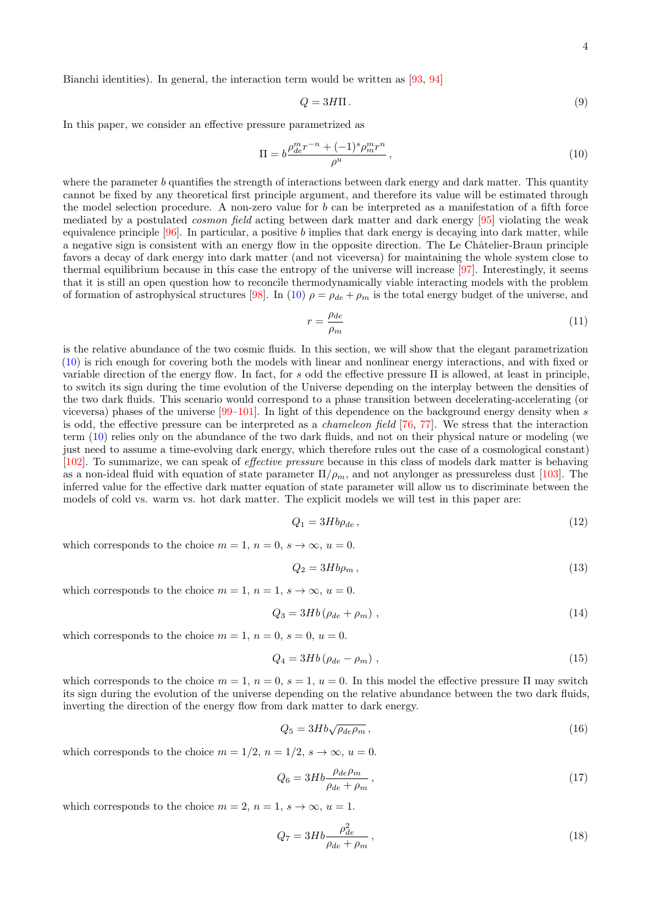Bianchi identities). In general, the interaction term would be written as [93, 94]

$$Q = 3H\Pi\,. \tag{9}$$

In this paper, we consider an effective pressure parametrized as

$$\Pi = b\frac{\rho_{de}^m r^{-n} + (-1)^s \rho_m^m r^n}{\rho^u}\,, \tag{10}$$

where the parameter $b$ quantifies the strength of interactions between dark energy and dark matter. This quantity cannot be fixed by any theoretical first principle argument, and therefore its value will be estimated through the model selection procedure. A non-zero value for $b$ can be interpreted as a manifestation of a fifth force mediated by a postulated *cosmon field* acting between dark matter and dark energy [95] violating the weak equivalence principle [96]. In particular, a positive $b$ implies that dark energy is decaying into dark matter, while a negative sign is consistent with an energy flow in the opposite direction. The Le Châtelier-Braun principle favors a decay of dark energy into dark matter (and not viceversa) for maintaining the whole system close to thermal equilibrium because in this case the entropy of the universe will increase [97]. Interestingly, it seems that it is still an open question how to reconcile thermodynamically viable interacting models with the problem of formation of astrophysical structures [98]. In (10) $\rho = \rho_{de} + \rho_m$ is the total energy budget of the universe, and

$$r = \frac{\rho_{de}}{\rho_m} \tag{11}$$

is the relative abundance of the two cosmic fluids. In this section, we will show that the elegant parametrization (10) is rich enough for covering both the models with linear and nonlinear energy interactions, and with fixed or variable direction of the energy flow. In fact, for $s$ odd the effective pressure $\Pi$ is allowed, at least in principle, to switch its sign during the time evolution of the Universe depending on the interplay between the densities of the two dark fluids. This scenario would correspond to a phase transition between decelerating-accelerating (or viceversa) phases of the universe [99–101]. In light of this dependence on the background energy density when $s$ is odd, the effective pressure can be interpreted as a *chameleon field* [76, 77]. We stress that the interaction term (10) relies only on the abundance of the two dark fluids, and not on their physical nature or modeling (we just need to assume a time-evolving dark energy, which therefore rules out the case of a cosmological constant) [102]. To summarize, we can speak of *effective pressure* because in this class of models dark matter is behaving as a non-ideal fluid with equation of state parameter $\Pi/\rho_m$, and not anylonger as pressureless dust [103]. The inferred value for the effective dark matter equation of state parameter will allow us to discriminate between the models of cold vs. warm vs. hot dark matter. The explicit models we will test in this paper are:

$$Q_1 = 3Hb\rho_{de}\,, \tag{12}$$

which corresponds to the choice $m = 1$, $n = 0$, $s \to \infty$, $u = 0$.

$$Q_2 = 3Hb\rho_m\,, \tag{13}$$

which corresponds to the choice $m = 1$, $n = 1$, $s \to \infty$, $u = 0$.

$$Q_3 = 3Hb\left(\rho_{de} + \rho_m\right)\,, \tag{14}$$

which corresponds to the choice $m = 1$, $n = 0$, $s = 0$, $u = 0$.

$$Q_4 = 3Hb\left(\rho_{de} - \rho_m\right)\,, \tag{15}$$

which corresponds to the choice $m = 1$, $n = 0$, $s = 1$, $u = 0$. In this model the effective pressure $\Pi$ may switch its sign during the evolution of the universe depending on the relative abundance between the two dark fluids, inverting the direction of the energy flow from dark matter to dark energy.

$$Q_5 = 3Hb\sqrt{\rho_{de}\rho_m}\,, \tag{16}$$

which corresponds to the choice $m = 1/2$, $n = 1/2$, $s \to \infty$, $u = 0$.

$$Q_6 = 3Hb\frac{\rho_{de}\rho_m}{\rho_{de} + \rho_m}\,, \tag{17}$$

which corresponds to the choice $m = 2$, $n = 1$, $s \to \infty$, $u = 1$.

$$Q_7 = 3Hb\frac{\rho_{de}^2}{\rho_{de} + \rho_m}\,, \tag{18}$$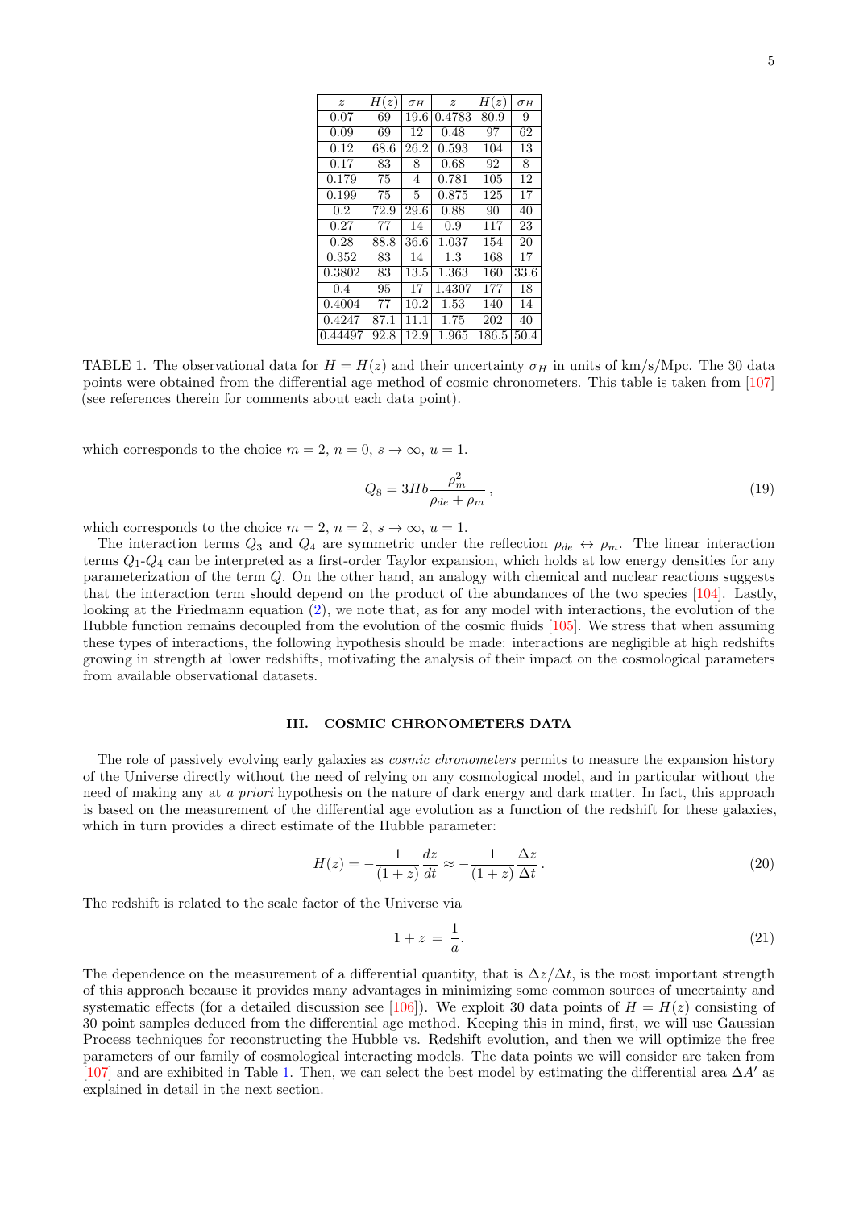| $z$ | $H(z)$ | $\sigma_H$ | $z$ | $H(z)$ | $\sigma_H$ |
|---|---|---|---|---|---|
| 0.07 | 69 | 19.6 | 0.4783 | 80.9 | 9 |
| 0.09 | 69 | 12 | 0.48 | 97 | 62 |
| 0.12 | 68.6 | 26.2 | 0.593 | 104 | 13 |
| 0.17 | 83 | 8 | 0.68 | 92 | 8 |
| 0.179 | 75 | 4 | 0.781 | 105 | 12 |
| 0.199 | 75 | 5 | 0.875 | 125 | 17 |
| 0.2 | 72.9 | 29.6 | 0.88 | 90 | 40 |
| 0.27 | 77 | 14 | 0.9 | 117 | 23 |
| 0.28 | 88.8 | 36.6 | 1.037 | 154 | 20 |
| 0.352 | 83 | 14 | 1.3 | 168 | 17 |
| 0.3802 | 83 | 13.5 | 1.363 | 160 | 33.6 |
| 0.4 | 95 | 17 | 1.4307 | 177 | 18 |
| 0.4004 | 77 | 10.2 | 1.53 | 140 | 14 |
| 0.4247 | 87.1 | 11.1 | 1.75 | 202 | 40 |
| 0.44497 | 92.8 | 12.9 | 1.965 | 186.5 | 50.4 |

TABLE 1. The observational data for $H = H(z)$ and their uncertainty $\sigma_H$ in units of km/s/Mpc. The 30 data points were obtained from the differential age method of cosmic chronometers. This table is taken from [107] (see references therein for comments about each data point).

which corresponds to the choice $m = 2$, $n = 0$, $s \to \infty$, $u = 1$.

$$Q_8 = 3Hb\frac{\rho_m^2}{\rho_{de} + \rho_m}\,, \tag{19}$$

which corresponds to the choice $m = 2$, $n = 2$, $s \to \infty$, $u = 1$.

The interaction terms $Q_3$ and $Q_4$ are symmetric under the reflection $\rho_{de} \leftrightarrow \rho_m$. The linear interaction terms $Q_1$-$Q_4$ can be interpreted as a first-order Taylor expansion, which holds at low energy densities for any parameterization of the term $Q$. On the other hand, an analogy with chemical and nuclear reactions suggests that the interaction term should depend on the product of the abundances of the two species [104]. Lastly, looking at the Friedmann equation (2), we note that, as for any model with interactions, the evolution of the Hubble function remains decoupled from the evolution of the cosmic fluids [105]. We stress that when assuming these types of interactions, the following hypothesis should be made: interactions are negligible at high redshifts growing in strength at lower redshifts, motivating the analysis of their impact on the cosmological parameters from available observational datasets.

## III. COSMIC CHRONOMETERS DATA

The role of passively evolving early galaxies as *cosmic chronometers* permits to measure the expansion history of the Universe directly without the need of relying on any cosmological model, and in particular without the need of making any at *a priori* hypothesis on the nature of dark energy and dark matter. In fact, this approach is based on the measurement of the differential age evolution as a function of the redshift for these galaxies, which in turn provides a direct estimate of the Hubble parameter:

$$H(z) = -\frac{1}{(1+z)}\frac{dz}{dt} \approx -\frac{1}{(1+z)}\frac{\Delta z}{\Delta t}\,. \tag{20}$$

The redshift is related to the scale factor of the Universe via

$$1 + z \;=\; \frac{1}{a}. \tag{21}$$

The dependence on the measurement of a differential quantity, that is $\Delta z/\Delta t$, is the most important strength of this approach because it provides many advantages in minimizing some common sources of uncertainty and systematic effects (for a detailed discussion see [106]). We exploit 30 data points of $H = H(z)$ consisting of 30 point samples deduced from the differential age method. Keeping this in mind, first, we will use Gaussian Process techniques for reconstructing the Hubble vs. Redshift evolution, and then we will optimize the free parameters of our family of cosmological interacting models. The data points we will consider are taken from [107] and are exhibited in Table 1. Then, we can select the best model by estimating the differential area $\Delta A'$ as explained in detail in the next section.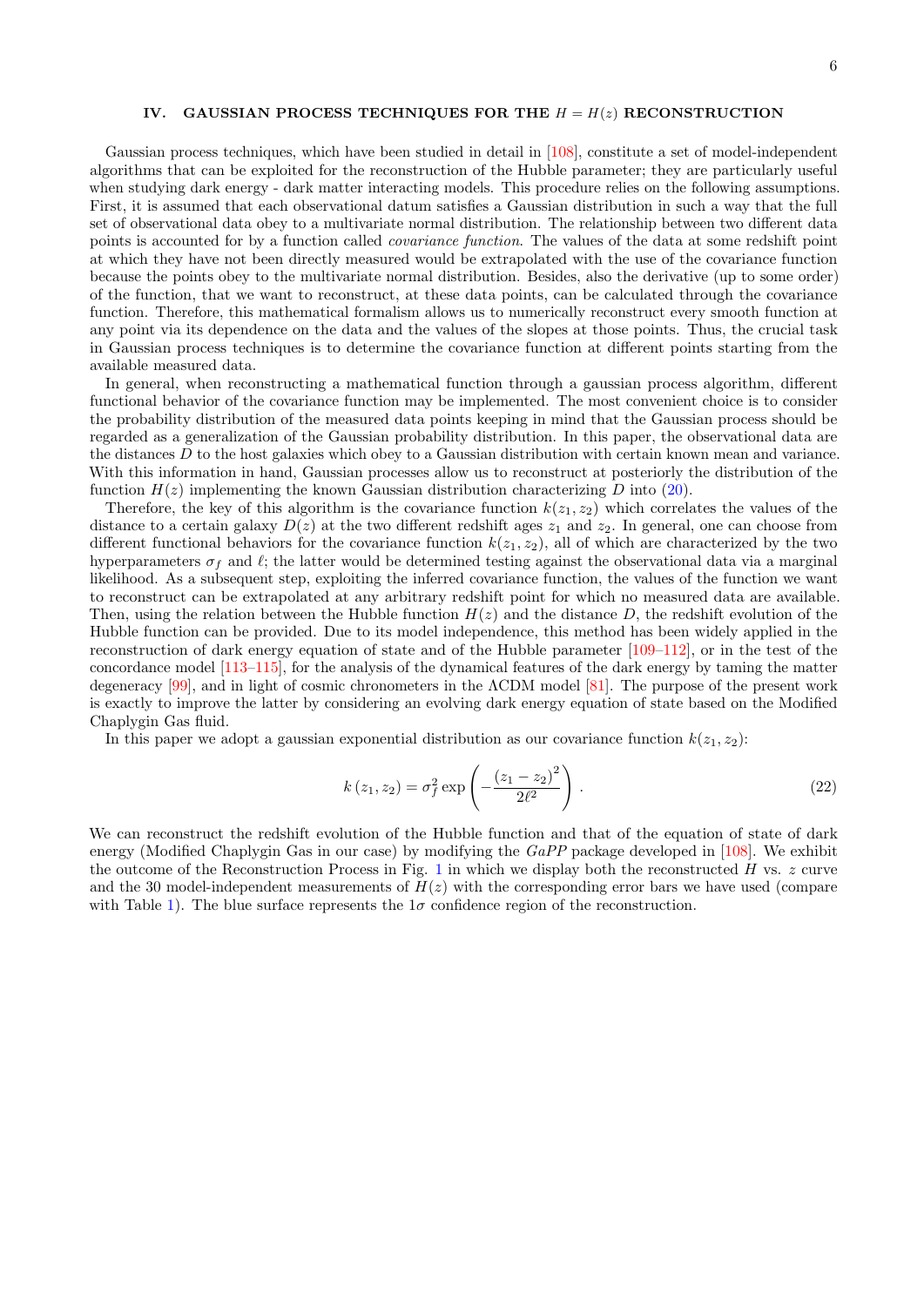## IV. GAUSSIAN PROCESS TECHNIQUES FOR THE $H = H(z)$ RECONSTRUCTION

Gaussian process techniques, which have been studied in detail in [108], constitute a set of model-independent algorithms that can be exploited for the reconstruction of the Hubble parameter; they are particularly useful when studying dark energy - dark matter interacting models. This procedure relies on the following assumptions. First, it is assumed that each observational datum satisfies a Gaussian distribution in such a way that the full set of observational data obey to a multivariate normal distribution. The relationship between two different data points is accounted for by a function called *covariance function*. The values of the data at some redshift point at which they have not been directly measured would be extrapolated with the use of the covariance function because the points obey to the multivariate normal distribution. Besides, also the derivative (up to some order) of the function, that we want to reconstruct, at these data points, can be calculated through the covariance function. Therefore, this mathematical formalism allows us to numerically reconstruct every smooth function at any point via its dependence on the data and the values of the slopes at those points. Thus, the crucial task in Gaussian process techniques is to determine the covariance function at different points starting from the available measured data.

In general, when reconstructing a mathematical function through a gaussian process algorithm, different functional behavior of the covariance function may be implemented. The most convenient choice is to consider the probability distribution of the measured data points keeping in mind that the Gaussian process should be regarded as a generalization of the Gaussian probability distribution. In this paper, the observational data are the distances $D$ to the host galaxies which obey to a Gaussian distribution with certain known mean and variance. With this information in hand, Gaussian processes allow us to reconstruct at posteriorly the distribution of the function $H(z)$ implementing the known Gaussian distribution characterizing $D$ into (20).

Therefore, the key of this algorithm is the covariance function $k(z_1, z_2)$ which correlates the values of the distance to a certain galaxy $D(z)$ at the two different redshift ages $z_1$ and $z_2$. In general, one can choose from different functional behaviors for the covariance function $k(z_1, z_2)$, all of which are characterized by the two hyperparameters $\sigma_f$ and $\ell$; the latter would be determined testing against the observational data via a marginal likelihood. As a subsequent step, exploiting the inferred covariance function, the values of the function we want to reconstruct can be extrapolated at any arbitrary redshift point for which no measured data are available. Then, using the relation between the Hubble function $H(z)$ and the distance $D$, the redshift evolution of the Hubble function can be provided. Due to its model independence, this method has been widely applied in the reconstruction of dark energy equation of state and of the Hubble parameter [109–112], or in the test of the concordance model [113–115], for the analysis of the dynamical features of the dark energy by taming the matter degeneracy [99], and in light of cosmic chronometers in the $\Lambda$CDM model [81]. The purpose of the present work is exactly to improve the latter by considering an evolving dark energy equation of state based on the Modified Chaplygin Gas fluid.

In this paper we adopt a gaussian exponential distribution as our covariance function $k(z_1, z_2)$:

$$k\left(z_1, z_2\right) = \sigma_f^2 \exp\left(-\frac{\left(z_1 - z_2\right)^2}{2\ell^2}\right) . \tag{22}$$

We can reconstruct the redshift evolution of the Hubble function and that of the equation of state of dark energy (Modified Chaplygin Gas in our case) by modifying the *GaPP* package developed in [108]. We exhibit the outcome of the Reconstruction Process in Fig. 1 in which we display both the reconstructed $H$ vs. $z$ curve and the 30 model-independent measurements of $H(z)$ with the corresponding error bars we have used (compare with Table 1). The blue surface represents the $1\sigma$ confidence region of the reconstruction.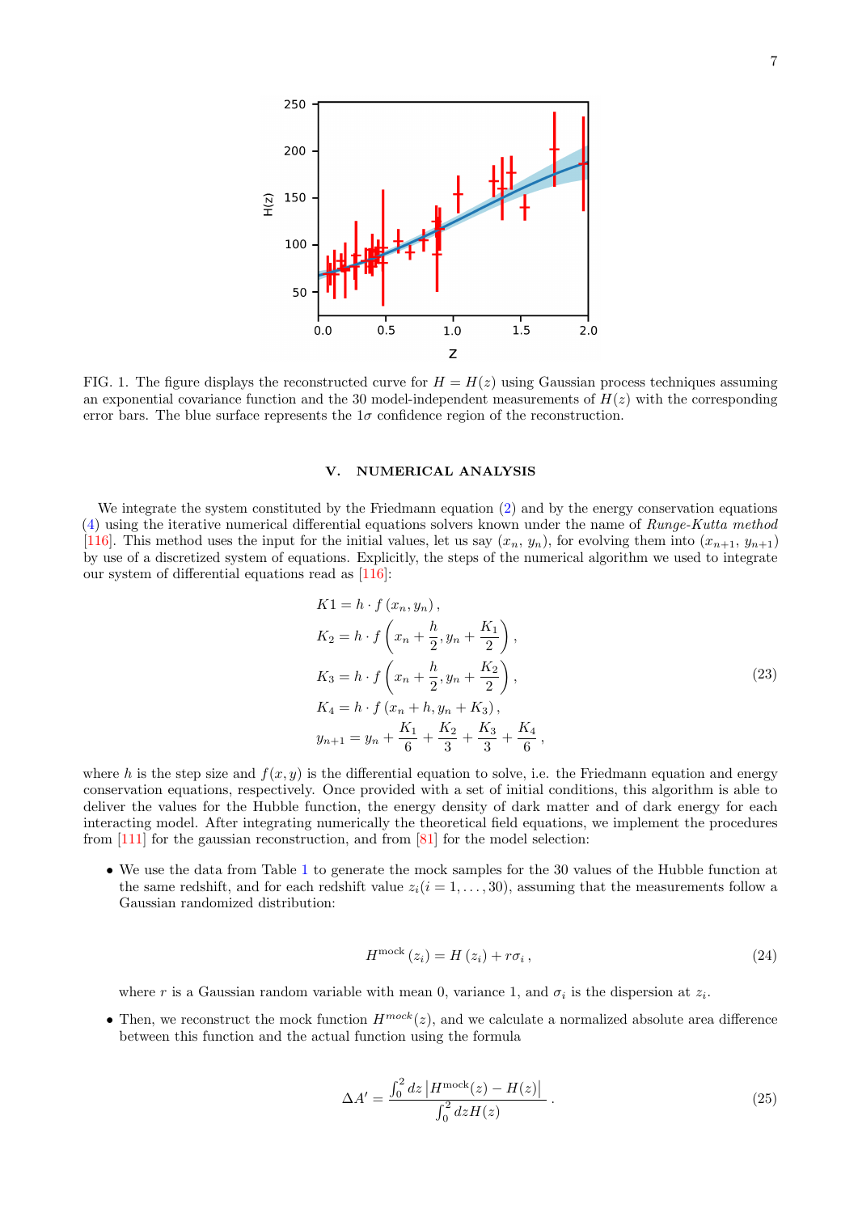FIG. 1. The figure displays the reconstructed curve for $H = H(z)$ using Gaussian process techniques assuming an exponential covariance function and the 30 model-independent measurements of $H(z)$ with the corresponding error bars. The blue surface represents the $1\sigma$ confidence region of the reconstruction.

## V. NUMERICAL ANALYSIS

We integrate the system constituted by the Friedmann equation (2) and by the energy conservation equations (4) using the iterative numerical differential equations solvers known under the name of *Runge-Kutta method* [116]. This method uses the input for the initial values, let us say $(x_n, y_n)$, for evolving them into $(x_{n+1}, y_{n+1})$ by use of a discretized system of equations. Explicitly, the steps of the numerical algorithm we used to integrate our system of differential equations read as [116]:

$$
\begin{aligned}
&K1 = h \cdot f\left(x_n, y_n\right), \\
&K_2 = h \cdot f\left(x_n + \frac{h}{2}, y_n + \frac{K_1}{2}\right), \\
&K_3 = h \cdot f\left(x_n + \frac{h}{2}, y_n + \frac{K_2}{2}\right), \\
&K_4 = h \cdot f\left(x_n + h, y_n + K_3\right), \\
&y_{n+1} = y_n + \frac{K_1}{6} + \frac{K_2}{3} + \frac{K_3}{3} + \frac{K_4}{6},
\end{aligned}
\tag{23}
$$

where $h$ is the step size and $f(x, y)$ is the differential equation to solve, i.e. the Friedmann equation and energy conservation equations, respectively. Once provided with a set of initial conditions, this algorithm is able to deliver the values for the Hubble function, the energy density of dark matter and of dark energy for each interacting model. After integrating numerically the theoretical field equations, we implement the procedures from [111] for the gaussian reconstruction, and from [81] for the model selection:

- We use the data from Table 1 to generate the mock samples for the 30 values of the Hubble function at the same redshift, and for each redshift value $z_i (i = 1, \ldots, 30)$, assuming that the measurements follow a Gaussian randomized distribution:

$$
H^{\text{mock}}\left(z_i\right) = H\left(z_i\right) + r\sigma_i\,,
\tag{24}
$$

  where $r$ is a Gaussian random variable with mean 0, variance 1, and $\sigma_i$ is the dispersion at $z_i$.

- Then, we reconstruct the mock function $H^{mock}(z)$, and we calculate a normalized absolute area difference between this function and the actual function using the formula

$$
\Delta A' = \frac{\int_0^2 dz \left|H^{\text{mock}}(z) - H(z)\right|}{\int_0^2 dz H(z)}\,.
\tag{25}
$$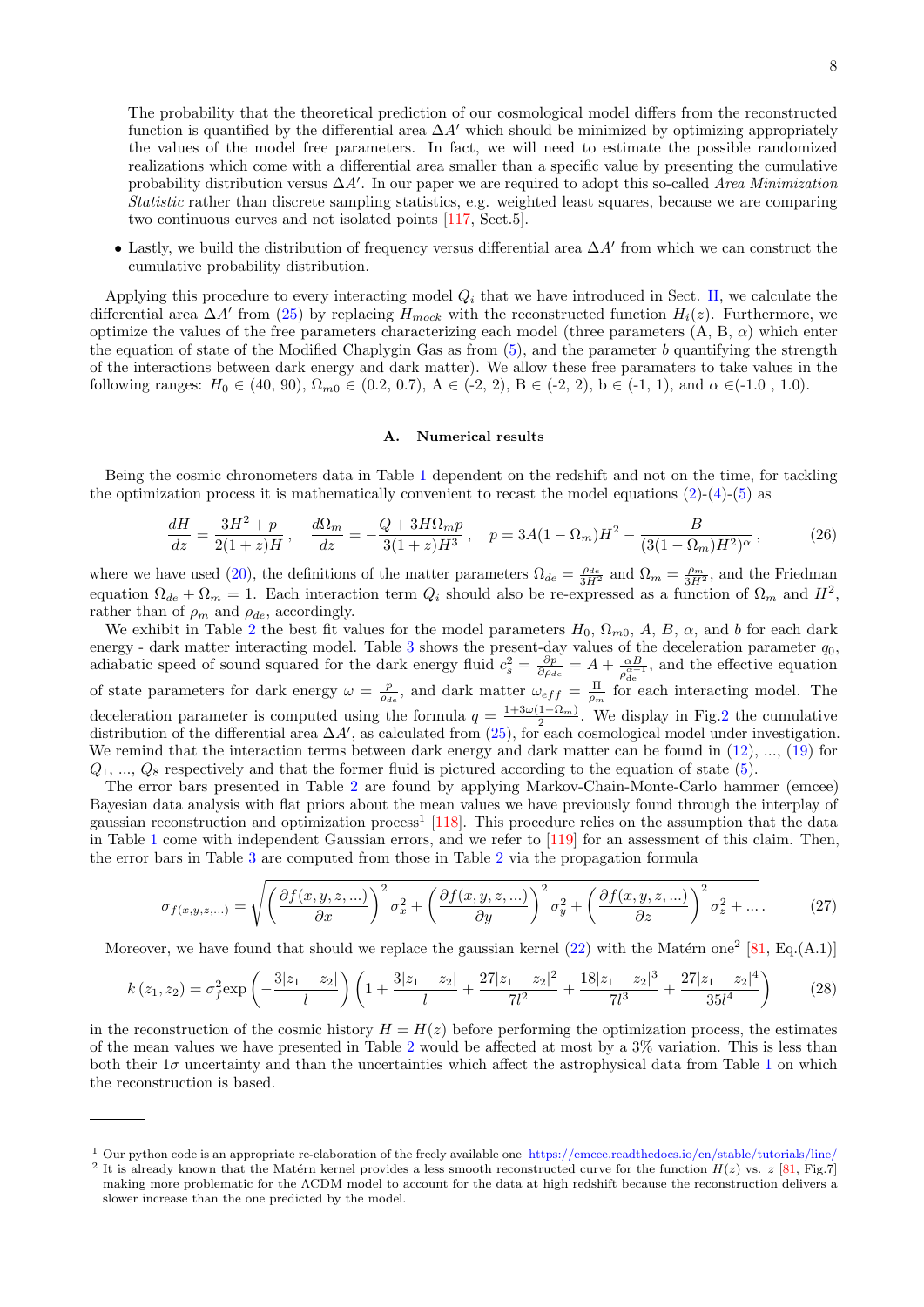The probability that the theoretical prediction of our cosmological model differs from the reconstructed function is quantified by the differential area $\Delta A'$ which should be minimized by optimizing appropriately the values of the model free parameters. In fact, we will need to estimate the possible randomized realizations which come with a differential area smaller than a specific value by presenting the cumulative probability distribution versus $\Delta A'$. In our paper we are required to adopt this so-called *Area Minimization Statistic* rather than discrete sampling statistics, e.g. weighted least squares, because we are comparing two continuous curves and not isolated points [117, Sect.5].

- Lastly, we build the distribution of frequency versus differential area $\Delta A'$ from which we can construct the cumulative probability distribution.

Applying this procedure to every interacting model $Q_i$ that we have introduced in Sect. II, we calculate the differential area $\Delta A'$ from (25) by replacing $H_{mock}$ with the reconstructed function $H_i(z)$. Furthermore, we optimize the values of the free parameters characterizing each model (three parameters (A, B, $\alpha$) which enter the equation of state of the Modified Chaplygin Gas as from (5), and the parameter $b$ quantifying the strength of the interactions between dark energy and dark matter). We allow these free paramaters to take values in the following ranges: $H_0 \in (40, 90)$, $\Omega_{m0} \in (0.2, 0.7)$, A $\in$ (-2, 2), B $\in$ (-2, 2), b $\in$ (-1, 1), and $\alpha \in$(-1.0 , 1.0).

### A. Numerical results

Being the cosmic chronometers data in Table 1 dependent on the redshift and not on the time, for tackling the optimization process it is mathematically convenient to recast the model equations (2)-(4)-(5) as

$$\frac{dH}{dz} = \frac{3H^2 + p}{2(1+z)H}\,, \quad \frac{d\Omega_m}{dz} = -\frac{Q + 3H\Omega_m p}{3(1+z)H^3}\,, \quad p = 3A(1-\Omega_m)H^2 - \frac{B}{(3(1-\Omega_m)H^2)^\alpha}\,, \tag{26}$$

where we have used (20), the definitions of the matter parameters $\Omega_{de} = \frac{\rho_{de}}{3H^2}$ and $\Omega_m = \frac{\rho_m}{3H^2}$, and the Friedman equation $\Omega_{de} + \Omega_m = 1$. Each interaction term $Q_i$ should also be re-expressed as a function of $\Omega_m$ and $H^2$, rather than of $\rho_m$ and $\rho_{de}$, accordingly.

We exhibit in Table 2 the best fit values for the model parameters $H_0$, $\Omega_{m0}$, $A$, $B$, $\alpha$, and $b$ for each dark energy - dark matter interacting model. Table 3 shows the present-day values of the deceleration parameter $q_0$, adiabatic speed of sound squared for the dark energy fluid $c_s^2 = \frac{\partial p}{\partial \rho_{de}} = A + \frac{\alpha B}{\rho_{de}^{\alpha+1}}$, and the effective equation of state parameters for dark energy $\omega = \frac{p}{\rho_{de}}$, and dark matter $\omega_{eff} = \frac{\Pi}{\rho_m}$ for each interacting model. The deceleration parameter is computed using the formula $q = \frac{1+3\omega(1-\Omega_m)}{2}$. We display in Fig.2 the cumulative distribution of the differential area $\Delta A'$, as calculated from (25), for each cosmological model under investigation. We remind that the interaction terms between dark energy and dark matter can be found in (12), ..., (19) for $Q_1$, ..., $Q_8$ respectively and that the former fluid is pictured according to the equation of state (5).

The error bars presented in Table 2 are found by applying Markov-Chain-Monte-Carlo hammer (emcee) Bayesian data analysis with flat priors about the mean values we have previously found through the interplay of gaussian reconstruction and optimization process[1] [118]. This procedure relies on the assumption that the data in Table 1 come with independent Gaussian errors, and we refer to [119] for an assessment of this claim. Then, the error bars in Table 3 are computed from those in Table 2 via the propagation formula

$$\sigma_{f(x,y,z,...)} = \sqrt{\left(\frac{\partial f(x,y,z,...)}{\partial x}\right)^2 \sigma_x^2 + \left(\frac{\partial f(x,y,z,...)}{\partial y}\right)^2 \sigma_y^2 + \left(\frac{\partial f(x,y,z,...)}{\partial z}\right)^2 \sigma_z^2 + \ldots}\,. \tag{27}$$

Moreover, we have found that should we replace the gaussian kernel (22) with the Matérn one[2] [81, Eq.(A.1)]

$$k\left(z_1, z_2\right) = \sigma_f^2 \exp\left(-\frac{3|z_1 - z_2|}{l}\right)\left(1 + \frac{3|z_1 - z_2|}{l} + \frac{27|z_1 - z_2|^2}{7l^2} + \frac{18|z_1 - z_2|^3}{7l^3} + \frac{27|z_1 - z_2|^4}{35l^4}\right) \tag{28}$$

in the reconstruction of the cosmic history $H = H(z)$ before performing the optimization process, the estimates of the mean values we have presented in Table 2 would be affected at most by a 3% variation. This is less than both their $1\sigma$ uncertainty and than the uncertainties which affect the astrophysical data from Table 1 on which the reconstruction is based.

---

[1] Our python code is an appropriate re-elaboration of the freely available one https://emcee.readthedocs.io/en/stable/tutorials/line/

[2] It is already known that the Matérn kernel provides a less smooth reconstructed curve for the function $H(z)$ vs. $z$ [81, Fig.7] making more problematic for the $\Lambda$CDM model to account for the data at high redshift because the reconstruction delivers a slower increase than the one predicted by the model.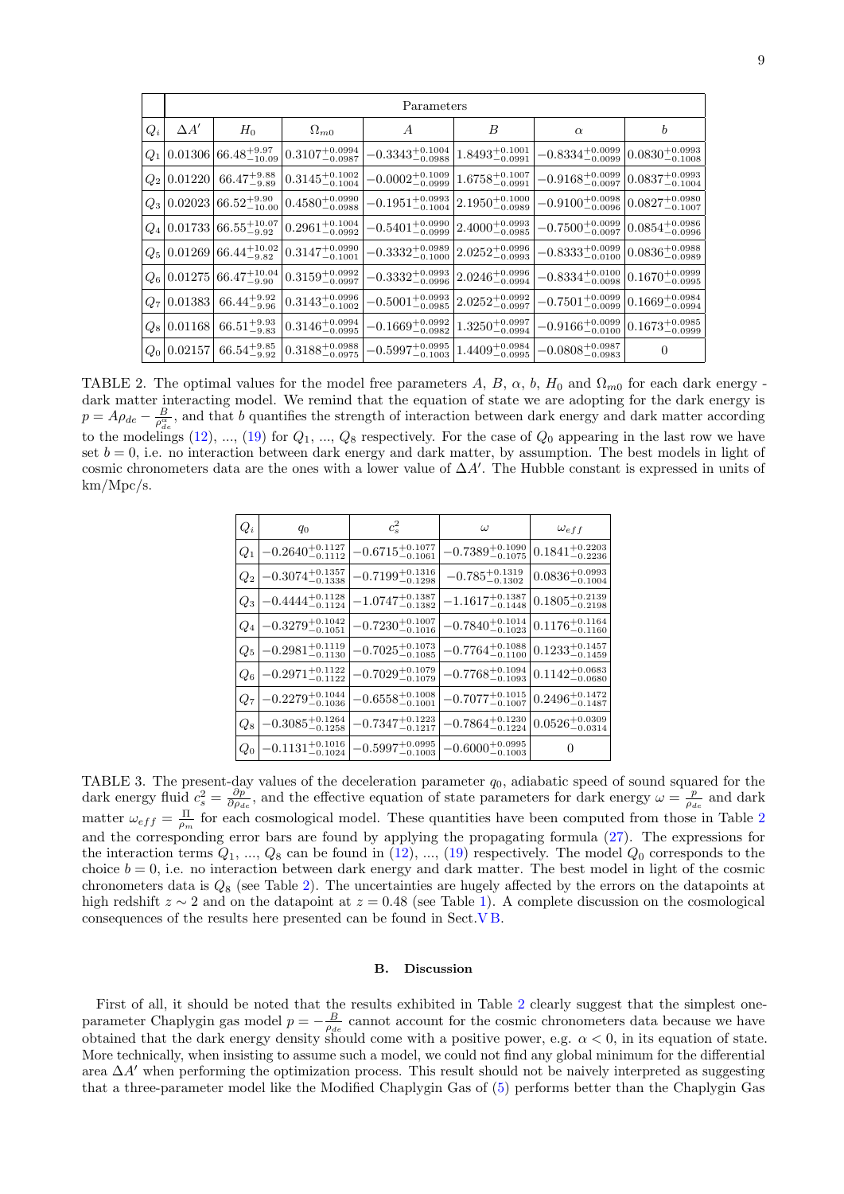| | Parameters | | | | | | |
|---|---|---|---|---|---|---|---|
| $Q_i$ | $\Delta A'$ | $H_0$ | $\Omega_{m0}$ | $A$ | $B$ | $\alpha$ | $b$ |
| $Q_1$ | 0.01306 | $66.48^{+9.97}_{-10.09}$ | $0.3107^{+0.0994}_{-0.0987}$ | $-0.3343^{+0.1004}_{-0.0988}$ | $1.8493^{+0.1001}_{-0.0991}$ | $-0.8334^{+0.0099}_{-0.0099}$ | $0.0830^{+0.0993}_{-0.1008}$ |
| $Q_2$ | 0.01220 | $66.47^{+9.88}_{-9.89}$ | $0.3145^{+0.1002}_{-0.1004}$ | $-0.0002^{+0.1009}_{-0.0999}$ | $1.6758^{+0.1007}_{-0.0991}$ | $-0.9168^{+0.0099}_{-0.0097}$ | $0.0837^{+0.0993}_{-0.1004}$ |
| $Q_3$ | 0.02023 | $66.52^{+9.90}_{-10.00}$ | $0.4580^{+0.0990}_{-0.0988}$ | $-0.1951^{+0.0993}_{-0.1004}$ | $2.1950^{+0.1000}_{-0.0989}$ | $-0.9100^{+0.0098}_{-0.0096}$ | $0.0827^{+0.0980}_{-0.1007}$ |
| $Q_4$ | 0.01733 | $66.55^{+10.07}_{-9.92}$ | $0.2961^{+0.1004}_{-0.0992}$ | $-0.5401^{+0.0990}_{-0.0999}$ | $2.4000^{+0.0993}_{-0.0985}$ | $-0.7500^{+0.0099}_{-0.0097}$ | $0.0854^{+0.0986}_{-0.0996}$ |
| $Q_5$ | 0.01269 | $66.44^{+10.02}_{-9.82}$ | $0.3147^{+0.0990}_{-0.1001}$ | $-0.3332^{+0.0989}_{-0.1000}$ | $2.0252^{+0.0996}_{-0.0993}$ | $-0.8333^{+0.0099}_{-0.0100}$ | $0.0836^{+0.0988}_{-0.0989}$ |
| $Q_6$ | 0.01275 | $66.47^{+10.04}_{-9.90}$ | $0.3159^{+0.0992}_{-0.0997}$ | $-0.3332^{+0.0993}_{-0.0996}$ | $2.0246^{+0.0996}_{-0.0994}$ | $-0.8334^{+0.0100}_{-0.0098}$ | $0.1670^{+0.0999}_{-0.0995}$ |
| $Q_7$ | 0.01383 | $66.44^{+9.92}_{-9.96}$ | $0.3143^{+0.0996}_{-0.1002}$ | $-0.5001^{+0.0993}_{-0.0985}$ | $2.0252^{+0.0992}_{-0.0997}$ | $-0.7501^{+0.0099}_{-0.0099}$ | $0.1669^{+0.0984}_{-0.0994}$ |
| $Q_8$ | 0.01168 | $66.51^{+9.93}_{-9.83}$ | $0.3146^{+0.0994}_{-0.0995}$ | $-0.1669^{+0.0992}_{-0.0982}$ | $1.3250^{+0.0997}_{-0.0994}$ | $-0.9166^{+0.0099}_{-0.0100}$ | $0.1673^{+0.0985}_{-0.0999}$ |
| $Q_0$ | 0.02157 | $66.54^{+9.85}_{-9.92}$ | $0.3188^{+0.0988}_{-0.0975}$ | $-0.5997^{+0.0995}_{-0.1003}$ | $1.4409^{+0.0984}_{-0.0995}$ | $-0.0808^{+0.0987}_{-0.0983}$ | 0 |

TABLE 2. The optimal values for the model free parameters $A$, $B$, $\alpha$, $b$, $H_0$ and $\Omega_{m0}$ for each dark energy - dark matter interacting model. We remind that the equation of state we are adopting for the dark energy is $p = A\rho_{de} - \frac{B}{\rho^{\alpha}_{de}}$, and that $b$ quantifies the strength of interaction between dark energy and dark matter according to the modelings (12), ..., (19) for $Q_1$, ..., $Q_8$ respectively. For the case of $Q_0$ appearing in the last row we have set $b = 0$, i.e. no interaction between dark energy and dark matter, by assumption. The best models in light of cosmic chronometers data are the ones with a lower value of $\Delta A'$. The Hubble constant is expressed in units of km/Mpc/s.

| $Q_i$ | $q_0$ | $c_s^2$ | $\omega$ | $\omega_{eff}$ |
|---|---|---|---|---|
| $Q_1$ | $-0.2640^{+0.1127}_{-0.1112}$ | $-0.6715^{+0.1077}_{-0.1061}$ | $-0.7389^{+0.1090}_{-0.1075}$ | $0.1841^{+0.2203}_{-0.2236}$ |
| $Q_2$ | $-0.3074^{+0.1357}_{-0.1338}$ | $-0.7199^{+0.1316}_{-0.1298}$ | $-0.785^{+0.1319}_{-0.1302}$ | $0.0836^{+0.0993}_{-0.1004}$ |
| $Q_3$ | $-0.4444^{+0.1128}_{-0.1124}$ | $-1.0747^{+0.1387}_{-0.1382}$ | $-1.1617^{+0.1387}_{-0.1448}$ | $0.1805^{+0.2139}_{-0.2198}$ |
| $Q_4$ | $-0.3279^{+0.1042}_{-0.1051}$ | $-0.7230^{+0.1007}_{-0.1016}$ | $-0.7840^{+0.1014}_{-0.1023}$ | $0.1176^{+0.1164}_{-0.1160}$ |
| $Q_5$ | $-0.2981^{+0.1119}_{-0.1130}$ | $-0.7025^{+0.1073}_{-0.1085}$ | $-0.7764^{+0.1088}_{-0.1100}$ | $0.1233^{+0.1457}_{-0.1459}$ |
| $Q_6$ | $-0.2971^{+0.1122}_{-0.1122}$ | $-0.7029^{+0.1079}_{-0.1079}$ | $-0.7768^{+0.1094}_{-0.1093}$ | $0.1142^{+0.0683}_{-0.0680}$ |
| $Q_7$ | $-0.2279^{+0.1044}_{-0.1036}$ | $-0.6558^{+0.1008}_{-0.1001}$ | $-0.7077^{+0.1015}_{-0.1007}$ | $0.2496^{+0.1472}_{-0.1487}$ |
| $Q_8$ | $-0.3085^{+0.1264}_{-0.1258}$ | $-0.7347^{+0.1223}_{-0.1217}$ | $-0.7864^{+0.1230}_{-0.1224}$ | $0.0526^{+0.0309}_{-0.0314}$ |
| $Q_0$ | $-0.1131^{+0.1016}_{-0.1024}$ | $-0.5997^{+0.0995}_{-0.1003}$ | $-0.6000^{+0.0995}_{-0.1003}$ | 0 |

TABLE 3. The present-day values of the deceleration parameter $q_0$, adiabatic speed of sound squared for the dark energy fluid $c_s^2 = \frac{\partial p}{\partial \rho_{de}}$, and the effective equation of state parameters for dark energy $\omega = \frac{p}{\rho_{de}}$ and dark matter $\omega_{eff} = \frac{\Pi}{\rho_m}$ for each cosmological model. These quantities have been computed from those in Table 2 and the corresponding error bars are found by applying the propagating formula (27). The expressions for the interaction terms $Q_1$, ..., $Q_8$ can be found in (12), ..., (19) respectively. The model $Q_0$ corresponds to the choice $b = 0$, i.e. no interaction between dark energy and dark matter. The best model in light of the cosmic chronometers data is $Q_8$ (see Table 2). The uncertainties are hugely affected by the errors on the datapoints at high redshift $z \sim 2$ and on the datapoint at $z = 0.48$ (see Table 1). A complete discussion on the cosmological consequences of the results here presented can be found in Sect.V B.

### B. Discussion

First of all, it should be noted that the results exhibited in Table 2 clearly suggest that the simplest one-parameter Chaplygin gas model $p = -\frac{B}{\rho_{de}}$ cannot account for the cosmic chronometers data because we have obtained that the dark energy density should come with a positive power, e.g. $\alpha < 0$, in its equation of state. More technically, when insisting to assume such a model, we could not find any global minimum for the differential area $\Delta A'$ when performing the optimization process. This result should not be naively interpreted as suggesting that a three-parameter model like the Modified Chaplygin Gas of (5) performs better than the Chaplygin Gas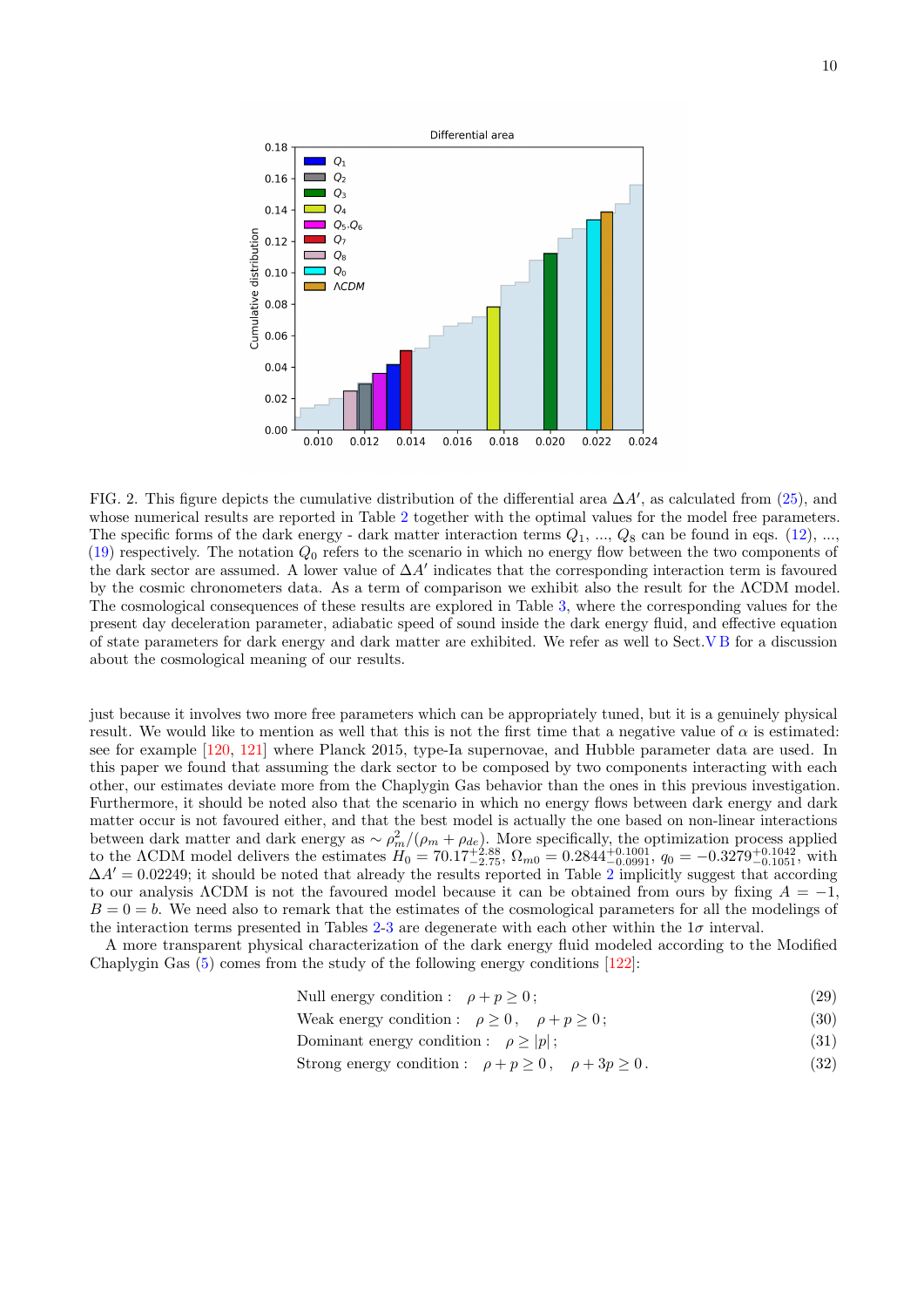FIG. 2. This figure depicts the cumulative distribution of the differential area $\Delta A'$, as calculated from (25), and whose numerical results are reported in Table 2 together with the optimal values for the model free parameters. The specific forms of the dark energy - dark matter interaction terms $Q_1$, ..., $Q_8$ can be found in eqs. (12), ..., (19) respectively. The notation $Q_0$ refers to the scenario in which no energy flow between the two components of the dark sector are assumed. A lower value of $\Delta A'$ indicates that the corresponding interaction term is favoured by the cosmic chronometers data. As a term of comparison we exhibit also the result for the ΛCDM model. The cosmological consequences of these results are explored in Table 3, where the corresponding values for the present day deceleration parameter, adiabatic speed of sound inside the dark energy fluid, and effective equation of state parameters for dark energy and dark matter are exhibited. We refer as well to Sect. V B for a discussion about the cosmological meaning of our results.

just because it involves two more free parameters which can be appropriately tuned, but it is a genuinely physical result. We would like to mention as well that this is not the first time that a negative value of $\alpha$ is estimated: see for example [120, 121] where Planck 2015, type-Ia supernovae, and Hubble parameter data are used. In this paper we found that assuming the dark sector to be composed by two components interacting with each other, our estimates deviate more from the Chaplygin Gas behavior than the ones in this previous investigation. Furthermore, it should be noted also that the scenario in which no energy flows between dark energy and dark matter occur is not favoured either, and that the best model is actually the one based on non-linear interactions between dark matter and dark energy as $\sim \rho_m^2/(\rho_m + \rho_{de})$. More specifically, the optimization process applied to the ΛCDM model delivers the estimates $H_0 = 70.17^{+2.88}_{-2.75}$, $\Omega_{m0} = 0.2844^{+0.1001}_{-0.0991}$, $q_0 = -0.3279^{+0.1042}_{-0.1051}$, with $\Delta A' = 0.02249$; it should be noted that already the results reported in Table 2 implicitly suggest that according to our analysis ΛCDM is not the favoured model because it can be obtained from ours by fixing $A = -1$, $B = 0 = b$. We need also to remark that the estimates of the cosmological parameters for all the modelings of the interaction terms presented in Tables 2-3 are degenerate with each other within the $1\sigma$ interval.

A more transparent physical characterization of the dark energy fluid modeled according to the Modified Chaplygin Gas (5) comes from the study of the following energy conditions [122]:

$$\text{Null energy condition}: \quad \rho + p \geq 0\,; \tag{29}$$

$$\text{Weak energy condition}: \quad \rho \geq 0\,, \quad \rho + p \geq 0\,; \tag{30}$$

$$\text{Dominant energy condition}: \quad \rho \geq |p|\,; \tag{31}$$

$$\text{Strong energy condition}: \quad \rho + p \geq 0\,, \quad \rho + 3p \geq 0\,. \tag{32}$$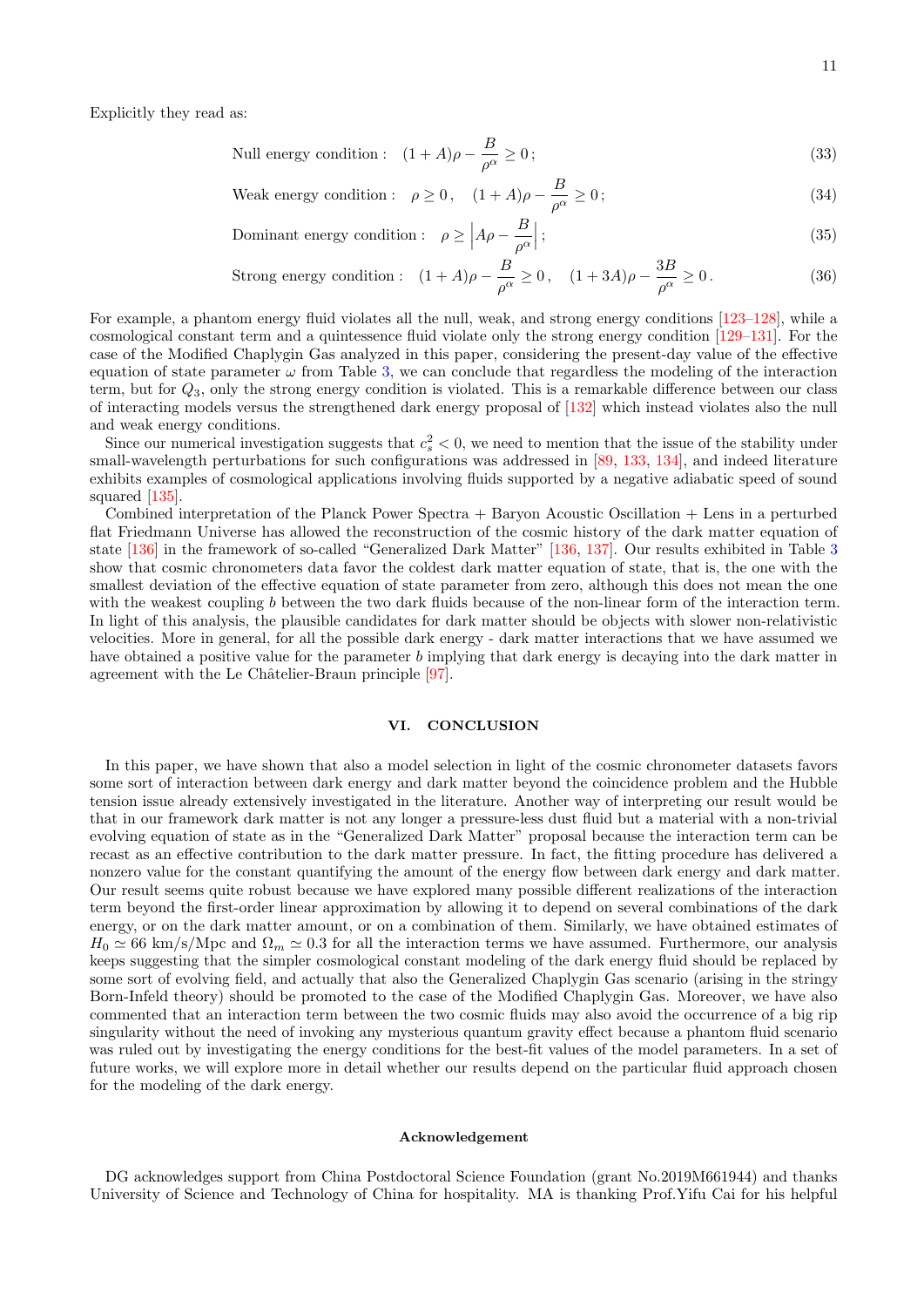Explicitly they read as:

$$\text{Null energy condition}: \quad (1+A)\rho - \frac{B}{\rho^\alpha} \geq 0\,; \tag{33}$$

$$\text{Weak energy condition}: \quad \rho \geq 0\,, \quad (1+A)\rho - \frac{B}{\rho^\alpha} \geq 0\,; \tag{34}$$

$$\text{Dominant energy condition}: \quad \rho \geq \left| A\rho - \frac{B}{\rho^\alpha} \right|\,; \tag{35}$$

$$\text{Strong energy condition}: \quad (1+A)\rho - \frac{B}{\rho^\alpha} \geq 0\,, \quad (1+3A)\rho - \frac{3B}{\rho^\alpha} \geq 0\,. \tag{36}$$

For example, a phantom energy fluid violates all the null, weak, and strong energy conditions [123–128], while a cosmological constant term and a quintessence fluid violate only the strong energy condition [129–131]. For the case of the Modified Chaplygin Gas analyzed in this paper, considering the present-day value of the effective equation of state parameter $\omega$ from Table 3, we can conclude that regardless the modeling of the interaction term, but for $Q_3$, only the strong energy condition is violated. This is a remarkable difference between our class of interacting models versus the strengthened dark energy proposal of [132] which instead violates also the null and weak energy conditions.

Since our numerical investigation suggests that $c_s^2 < 0$, we need to mention that the issue of the stability under small-wavelength perturbations for such configurations was addressed in [89, 133, 134], and indeed literature exhibits examples of cosmological applications involving fluids supported by a negative adiabatic speed of sound squared [135].

Combined interpretation of the Planck Power Spectra + Baryon Acoustic Oscillation + Lens in a perturbed flat Friedmann Universe has allowed the reconstruction of the cosmic history of the dark matter equation of state [136] in the framework of so-called "Generalized Dark Matter" [136, 137]. Our results exhibited in Table 3 show that cosmic chronometers data favor the coldest dark matter equation of state, that is, the one with the smallest deviation of the effective equation of state parameter from zero, although this does not mean the one with the weakest coupling $b$ between the two dark fluids because of the non-linear form of the interaction term. In light of this analysis, the plausible candidates for dark matter should be objects with slower non-relativistic velocities. More in general, for all the possible dark energy - dark matter interactions that we have assumed we have obtained a positive value for the parameter $b$ implying that dark energy is decaying into the dark matter in agreement with the Le Châtelier-Braun principle [97].

## VI. CONCLUSION

In this paper, we have shown that also a model selection in light of the cosmic chronometer datasets favors some sort of interaction between dark energy and dark matter beyond the coincidence problem and the Hubble tension issue already extensively investigated in the literature. Another way of interpreting our result would be that in our framework dark matter is not any longer a pressure-less dust fluid but a material with a non-trivial evolving equation of state as in the "Generalized Dark Matter" proposal because the interaction term can be recast as an effective contribution to the dark matter pressure. In fact, the fitting procedure has delivered a nonzero value for the constant quantifying the amount of the energy flow between dark energy and dark matter. Our result seems quite robust because we have explored many possible different realizations of the interaction term beyond the first-order linear approximation by allowing it to depend on several combinations of the dark energy, or on the dark matter amount, or on a combination of them. Similarly, we have obtained estimates of $H_0 \simeq 66$ km/s/Mpc and $\Omega_m \simeq 0.3$ for all the interaction terms we have assumed. Furthermore, our analysis keeps suggesting that the simpler cosmological constant modeling of the dark energy fluid should be replaced by some sort of evolving field, and actually that also the Generalized Chaplygin Gas scenario (arising in the stringy Born-Infeld theory) should be promoted to the case of the Modified Chaplygin Gas. Moreover, we have also commented that an interaction term between the two cosmic fluids may also avoid the occurrence of a big rip singularity without the need of invoking any mysterious quantum gravity effect because a phantom fluid scenario was ruled out by investigating the energy conditions for the best-fit values of the model parameters. In a set of future works, we will explore more in detail whether our results depend on the particular fluid approach chosen for the modeling of the dark energy.

### Acknowledgement

DG acknowledges support from China Postdoctoral Science Foundation (grant No.2019M661944) and thanks University of Science and Technology of China for hospitality. MA is thanking Prof.Yifu Cai for his helpful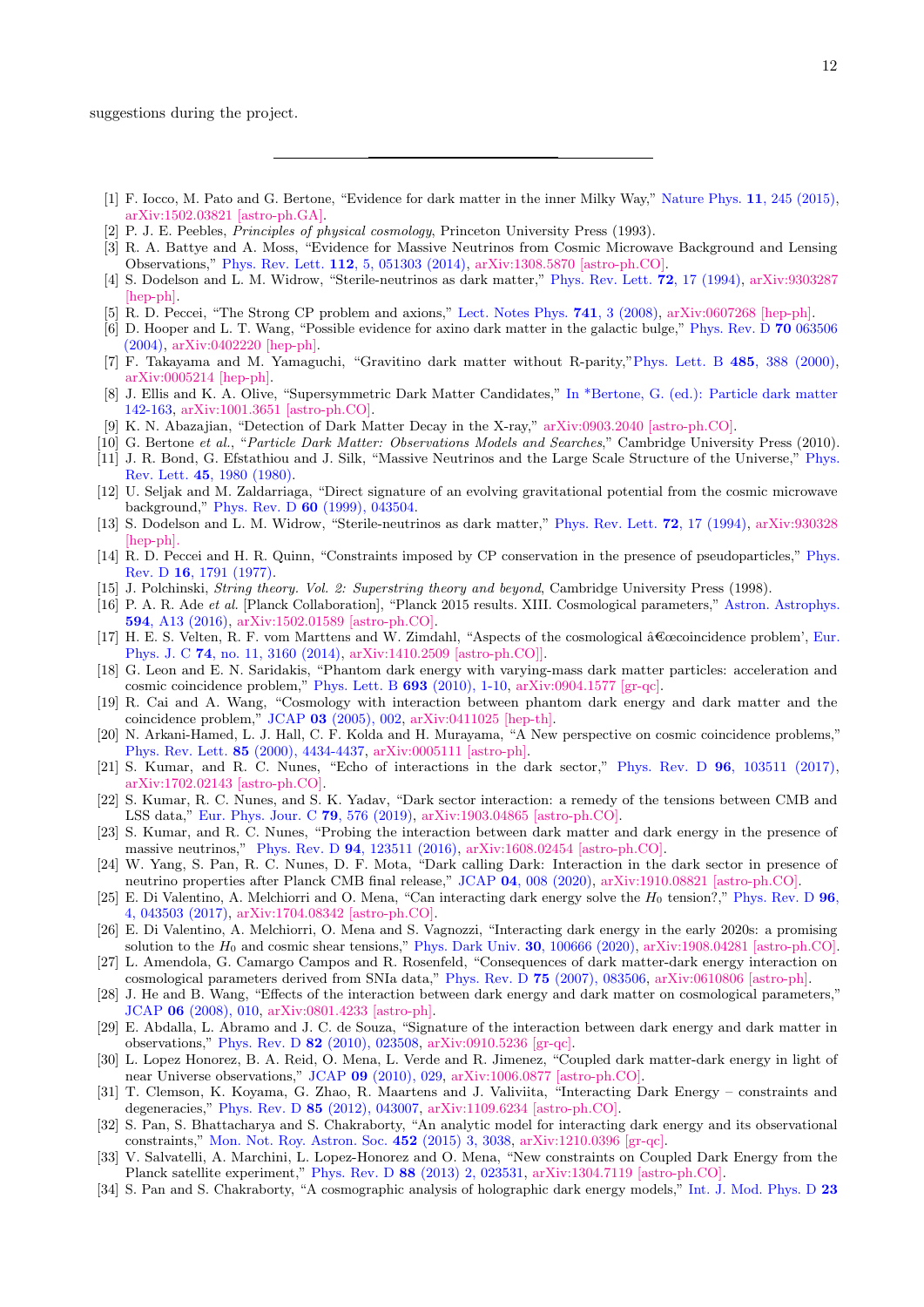suggestions during the project.

---

[1] F. Iocco, M. Pato and G. Bertone, "Evidence for dark matter in the inner Milky Way," Nature Phys. **11**, 245 (2015), arXiv:1502.03821 [astro-ph.GA].

[2] P. J. E. Peebles, *Principles of physical cosmology*, Princeton University Press (1993).

[3] R. A. Battye and A. Moss, "Evidence for Massive Neutrinos from Cosmic Microwave Background and Lensing Observations," Phys. Rev. Lett. **112**, 5, 051303 (2014), arXiv:1308.5870 [astro-ph.CO].

[4] S. Dodelson and L. M. Widrow, "Sterile-neutrinos as dark matter," Phys. Rev. Lett. **72**, 17 (1994), arXiv:9303287 [hep-ph].

[5] R. D. Peccei, "The Strong CP problem and axions," Lect. Notes Phys. **741**, 3 (2008), arXiv:0607268 [hep-ph].

[6] D. Hooper and L. T. Wang, "Possible evidence for axino dark matter in the galactic bulge," Phys. Rev. D **70** 063506 (2004), arXiv:0402220 [hep-ph].

[7] F. Takayama and M. Yamaguchi, "Gravitino dark matter without R-parity,"Phys. Lett. B **485**, 388 (2000), arXiv:0005214 [hep-ph].

[8] J. Ellis and K. A. Olive, "Supersymmetric Dark Matter Candidates," In *Bertone, G. (ed.): Particle dark matter 142-163, arXiv:1001.3651 [astro-ph.CO].

[9] K. N. Abazajian, "Detection of Dark Matter Decay in the X-ray," arXiv:0903.2040 [astro-ph.CO].

[10] G. Bertone *et al.*, "*Particle Dark Matter: Observations Models and Searches*," Cambridge University Press (2010).

[11] J. R. Bond, G. Efstathiou and J. Silk, "Massive Neutrinos and the Large Scale Structure of the Universe," Phys. Rev. Lett. **45**, 1980 (1980).

[12] U. Seljak and M. Zaldarriaga, "Direct signature of an evolving gravitational potential from the cosmic microwave background," Phys. Rev. D **60** (1999), 043504.

[13] S. Dodelson and L. M. Widrow, "Sterile-neutrinos as dark matter," Phys. Rev. Lett. **72**, 17 (1994), arXiv:930328 [hep-ph].

[14] R. D. Peccei and H. R. Quinn, "Constraints imposed by CP conservation in the presence of pseudoparticles," Phys. Rev. D **16**, 1791 (1977).

[15] J. Polchinski, *String theory. Vol. 2: Superstring theory and beyond*, Cambridge University Press (1998).

[16] P. A. R. Ade *et al.* [Planck Collaboration], "Planck 2015 results. XIII. Cosmological parameters," Astron. Astrophys. **594**, A13 (2016), arXiv:1502.01589 [astro-ph.CO].

[17] H. E. S. Velten, R. F. vom Marttens and W. Zimdahl, "Aspects of the cosmological â€œcoincidence problem', Eur. Phys. J. C **74**, no. 11, 3160 (2014), arXiv:1410.2509 [astro-ph.CO]].

[18] G. Leon and E. N. Saridakis, "Phantom dark energy with varying-mass dark matter particles: acceleration and cosmic coincidence problem," Phys. Lett. B **693** (2010), 1-10, arXiv:0904.1577 [gr-qc].

[19] R. Cai and A. Wang, "Cosmology with interaction between phantom dark energy and dark matter and the coincidence problem," JCAP **03** (2005), 002, arXiv:0411025 [hep-th].

[20] N. Arkani-Hamed, L. J. Hall, C. F. Kolda and H. Murayama, "A New perspective on cosmic coincidence problems," Phys. Rev. Lett. **85** (2000), 4434-4437, arXiv:0005111 [astro-ph].

[21] S. Kumar, and R. C. Nunes, "Echo of interactions in the dark sector," Phys. Rev. D **96**, 103511 (2017), arXiv:1702.02143 [astro-ph.CO].

[22] S. Kumar, R. C. Nunes, and S. K. Yadav, "Dark sector interaction: a remedy of the tensions between CMB and LSS data," Eur. Phys. Jour. C **79**, 576 (2019), arXiv:1903.04865 [astro-ph.CO].

[23] S. Kumar, and R. C. Nunes, "Probing the interaction between dark matter and dark energy in the presence of massive neutrinos," Phys. Rev. D **94**, 123511 (2016), arXiv:1608.02454 [astro-ph.CO].

[24] W. Yang, S. Pan, R. C. Nunes, D. F. Mota, "Dark calling Dark: Interaction in the dark sector in presence of neutrino properties after Planck CMB final release," JCAP **04**, 008 (2020), arXiv:1910.08821 [astro-ph.CO].

[25] E. Di Valentino, A. Melchiorri and O. Mena, "Can interacting dark energy solve the $H_0$ tension?," Phys. Rev. D **96**, 4, 043503 (2017), arXiv:1704.08342 [astro-ph.CO].

[26] E. Di Valentino, A. Melchiorri, O. Mena and S. Vagnozzi, "Interacting dark energy in the early 2020s: a promising solution to the $H_0$ and cosmic shear tensions," Phys. Dark Univ. **30**, 100666 (2020), arXiv:1908.04281 [astro-ph.CO].

[27] L. Amendola, G. Camargo Campos and R. Rosenfeld, "Consequences of dark matter-dark energy interaction on cosmological parameters derived from SNIa data," Phys. Rev. D **75** (2007), 083506, arXiv:0610806 [astro-ph].

[28] J. He and B. Wang, "Effects of the interaction between dark energy and dark matter on cosmological parameters," JCAP **06** (2008), 010, arXiv:0801.4233 [astro-ph].

[29] E. Abdalla, L. Abramo and J. C. de Souza, "Signature of the interaction between dark energy and dark matter in observations," Phys. Rev. D **82** (2010), 023508, arXiv:0910.5236 [gr-qc].

[30] L. Lopez Honorez, B. A. Reid, O. Mena, L. Verde and R. Jimenez, "Coupled dark matter-dark energy in light of near Universe observations," JCAP **09** (2010), 029, arXiv:1006.0877 [astro-ph.CO].

[31] T. Clemson, K. Koyama, G. Zhao, R. Maartens and J. Valiviita, "Interacting Dark Energy – constraints and degeneracies," Phys. Rev. D **85** (2012), 043007, arXiv:1109.6234 [astro-ph.CO].

[32] S. Pan, S. Bhattacharya and S. Chakraborty, "An analytic model for interacting dark energy and its observational constraints," Mon. Not. Roy. Astron. Soc. **452** (2015) 3, 3038, arXiv:1210.0396 [gr-qc].

[33] V. Salvatelli, A. Marchini, L. Lopez-Honorez and O. Mena, "New constraints on Coupled Dark Energy from the Planck satellite experiment," Phys. Rev. D **88** (2013) 2, 023531, arXiv:1304.7119 [astro-ph.CO].

[34] S. Pan and S. Chakraborty, "A cosmographic analysis of holographic dark energy models," Int. J. Mod. Phys. D **23**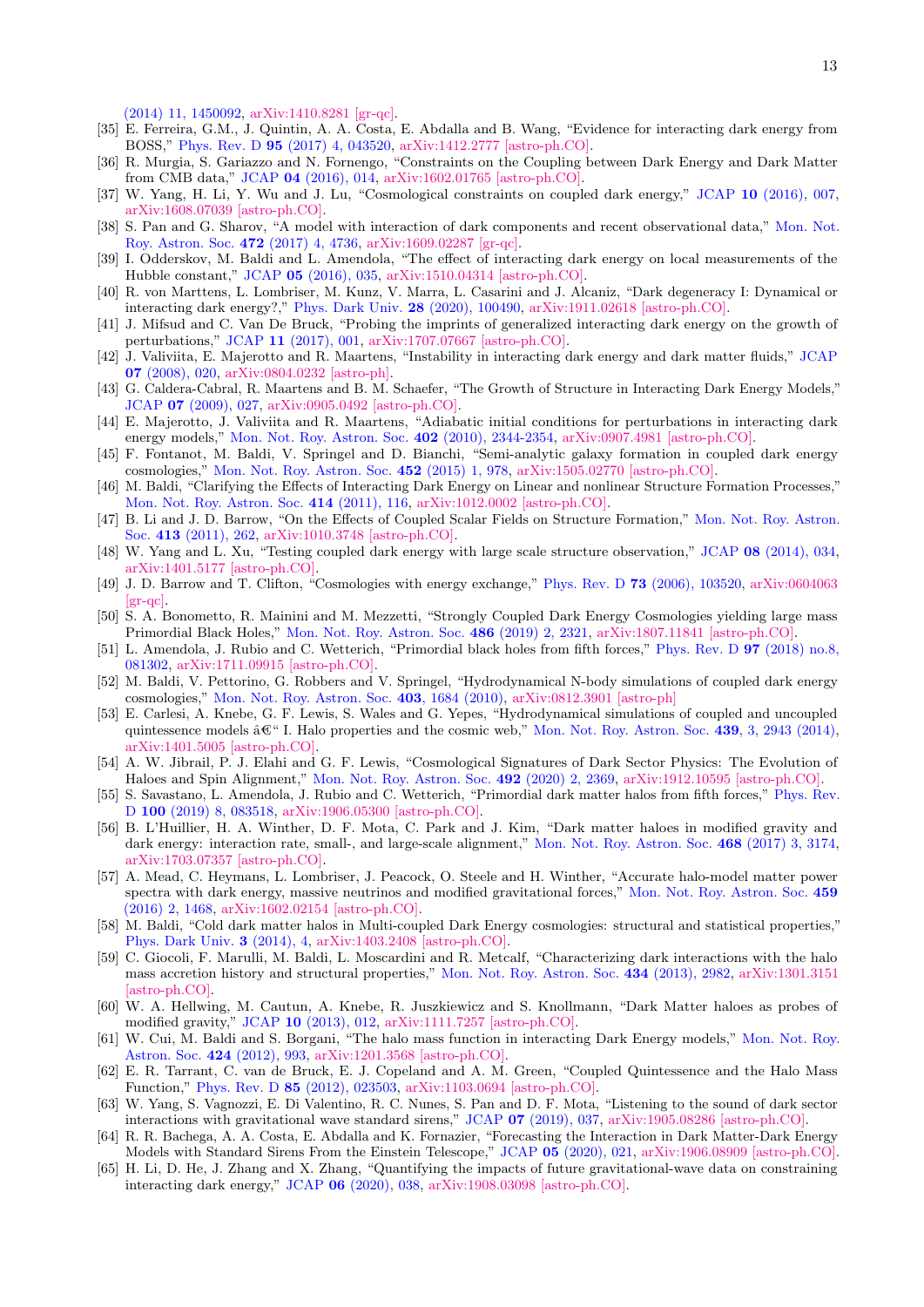(2014) 11, 1450092, arXiv:1410.8281 [gr-qc].

[35] E. Ferreira, G.M., J. Quintin, A. A. Costa, E. Abdalla and B. Wang, "Evidence for interacting dark energy from BOSS," Phys. Rev. D **95** (2017) 4, 043520, arXiv:1412.2777 [astro-ph.CO].

[36] R. Murgia, S. Gariazzo and N. Fornengo, "Constraints on the Coupling between Dark Energy and Dark Matter from CMB data," JCAP **04** (2016), 014, arXiv:1602.01765 [astro-ph.CO].

[37] W. Yang, H. Li, Y. Wu and J. Lu, "Cosmological constraints on coupled dark energy," JCAP **10** (2016), 007, arXiv:1608.07039 [astro-ph.CO].

[38] S. Pan and G. Sharov, "A model with interaction of dark components and recent observational data," Mon. Not. Roy. Astron. Soc. **472** (2017) 4, 4736, arXiv:1609.02287 [gr-qc].

[39] I. Odderskov, M. Baldi and L. Amendola, "The effect of interacting dark energy on local measurements of the Hubble constant," JCAP **05** (2016), 035, arXiv:1510.04314 [astro-ph.CO].

[40] R. von Marttens, L. Lombriser, M. Kunz, V. Marra, L. Casarini and J. Alcaniz, "Dark degeneracy I: Dynamical or interacting dark energy?," Phys. Dark Univ. **28** (2020), 100490, arXiv:1911.02618 [astro-ph.CO].

[41] J. Mifsud and C. Van De Bruck, "Probing the imprints of generalized interacting dark energy on the growth of perturbations," JCAP **11** (2017), 001, arXiv:1707.07667 [astro-ph.CO].

[42] J. Valiviita, E. Majerotto and R. Maartens, "Instability in interacting dark energy and dark matter fluids," JCAP **07** (2008), 020, arXiv:0804.0232 [astro-ph].

[43] G. Caldera-Cabral, R. Maartens and B. M. Schaefer, "The Growth of Structure in Interacting Dark Energy Models," JCAP **07** (2009), 027, arXiv:0905.0492 [astro-ph.CO].

[44] E. Majerotto, J. Valiviita and R. Maartens, "Adiabatic initial conditions for perturbations in interacting dark energy models," Mon. Not. Roy. Astron. Soc. **402** (2010), 2344-2354, arXiv:0907.4981 [astro-ph.CO].

[45] F. Fontanot, M. Baldi, V. Springel and D. Bianchi, "Semi-analytic galaxy formation in coupled dark energy cosmologies," Mon. Not. Roy. Astron. Soc. **452** (2015) 1, 978, arXiv:1505.02770 [astro-ph.CO].

[46] M. Baldi, "Clarifying the Effects of Interacting Dark Energy on Linear and nonlinear Structure Formation Processes," Mon. Not. Roy. Astron. Soc. **414** (2011), 116, arXiv:1012.0002 [astro-ph.CO].

[47] B. Li and J. D. Barrow, "On the Effects of Coupled Scalar Fields on Structure Formation," Mon. Not. Roy. Astron. Soc. **413** (2011), 262, arXiv:1010.3748 [astro-ph.CO].

[48] W. Yang and L. Xu, "Testing coupled dark energy with large scale structure observation," JCAP **08** (2014), 034, arXiv:1401.5177 [astro-ph.CO].

[49] J. D. Barrow and T. Clifton, "Cosmologies with energy exchange," Phys. Rev. D **73** (2006), 103520, arXiv:0604063 [gr-qc].

[50] S. A. Bonometto, R. Mainini and M. Mezzetti, "Strongly Coupled Dark Energy Cosmologies yielding large mass Primordial Black Holes," Mon. Not. Roy. Astron. Soc. **486** (2019) 2, 2321, arXiv:1807.11841 [astro-ph.CO].

[51] L. Amendola, J. Rubio and C. Wetterich, "Primordial black holes from fifth forces," Phys. Rev. D **97** (2018) no.8, 081302, arXiv:1711.09915 [astro-ph.CO].

[52] M. Baldi, V. Pettorino, G. Robbers and V. Springel, "Hydrodynamical N-body simulations of coupled dark energy cosmologies," Mon. Not. Roy. Astron. Soc. **403**, 1684 (2010), arXiv:0812.3901 [astro-ph]

[53] E. Carlesi, A. Knebe, G. F. Lewis, S. Wales and G. Yepes, "Hydrodynamical simulations of coupled and uncoupled quintessence models â€" I. Halo properties and the cosmic web," Mon. Not. Roy. Astron. Soc. **439**, 3, 2943 (2014), arXiv:1401.5005 [astro-ph.CO].

[54] A. W. Jibrail, P. J. Elahi and G. F. Lewis, "Cosmological Signatures of Dark Sector Physics: The Evolution of Haloes and Spin Alignment," Mon. Not. Roy. Astron. Soc. **492** (2020) 2, 2369, arXiv:1912.10595 [astro-ph.CO].

[55] S. Savastano, L. Amendola, J. Rubio and C. Wetterich, "Primordial dark matter halos from fifth forces," Phys. Rev. D **100** (2019) 8, 083518, arXiv:1906.05300 [astro-ph.CO].

[56] B. L'Huillier, H. A. Winther, D. F. Mota, C. Park and J. Kim, "Dark matter haloes in modified gravity and dark energy: interaction rate, small-, and large-scale alignment," Mon. Not. Roy. Astron. Soc. **468** (2017) 3, 3174, arXiv:1703.07357 [astro-ph.CO].

[57] A. Mead, C. Heymans, L. Lombriser, J. Peacock, O. Steele and H. Winther, "Accurate halo-model matter power spectra with dark energy, massive neutrinos and modified gravitational forces," Mon. Not. Roy. Astron. Soc. **459** (2016) 2, 1468, arXiv:1602.02154 [astro-ph.CO].

[58] M. Baldi, "Cold dark matter halos in Multi-coupled Dark Energy cosmologies: structural and statistical properties," Phys. Dark Univ. **3** (2014), 4, arXiv:1403.2408 [astro-ph.CO].

[59] C. Giocoli, F. Marulli, M. Baldi, L. Moscardini and R. Metcalf, "Characterizing dark interactions with the halo mass accretion history and structural properties," Mon. Not. Roy. Astron. Soc. **434** (2013), 2982, arXiv:1301.3151 [astro-ph.CO].

[60] W. A. Hellwing, M. Cautun, A. Knebe, R. Juszkiewicz and S. Knollmann, "Dark Matter haloes as probes of modified gravity," JCAP **10** (2013), 012, arXiv:1111.7257 [astro-ph.CO].

[61] W. Cui, M. Baldi and S. Borgani, "The halo mass function in interacting Dark Energy models," Mon. Not. Roy. Astron. Soc. **424** (2012), 993, arXiv:1201.3568 [astro-ph.CO].

[62] E. R. Tarrant, C. van de Bruck, E. J. Copeland and A. M. Green, "Coupled Quintessence and the Halo Mass Function," Phys. Rev. D **85** (2012), 023503, arXiv:1103.0694 [astro-ph.CO].

[63] W. Yang, S. Vagnozzi, E. Di Valentino, R. C. Nunes, S. Pan and D. F. Mota, "Listening to the sound of dark sector interactions with gravitational wave standard sirens," JCAP **07** (2019), 037, arXiv:1905.08286 [astro-ph.CO].

[64] R. R. Bachega, A. A. Costa, E. Abdalla and K. Fornazier, "Forecasting the Interaction in Dark Matter-Dark Energy Models with Standard Sirens From the Einstein Telescope," JCAP **05** (2020), 021, arXiv:1906.08909 [astro-ph.CO].

[65] H. Li, D. He, J. Zhang and X. Zhang, "Quantifying the impacts of future gravitational-wave data on constraining interacting dark energy," JCAP **06** (2020), 038, arXiv:1908.03098 [astro-ph.CO].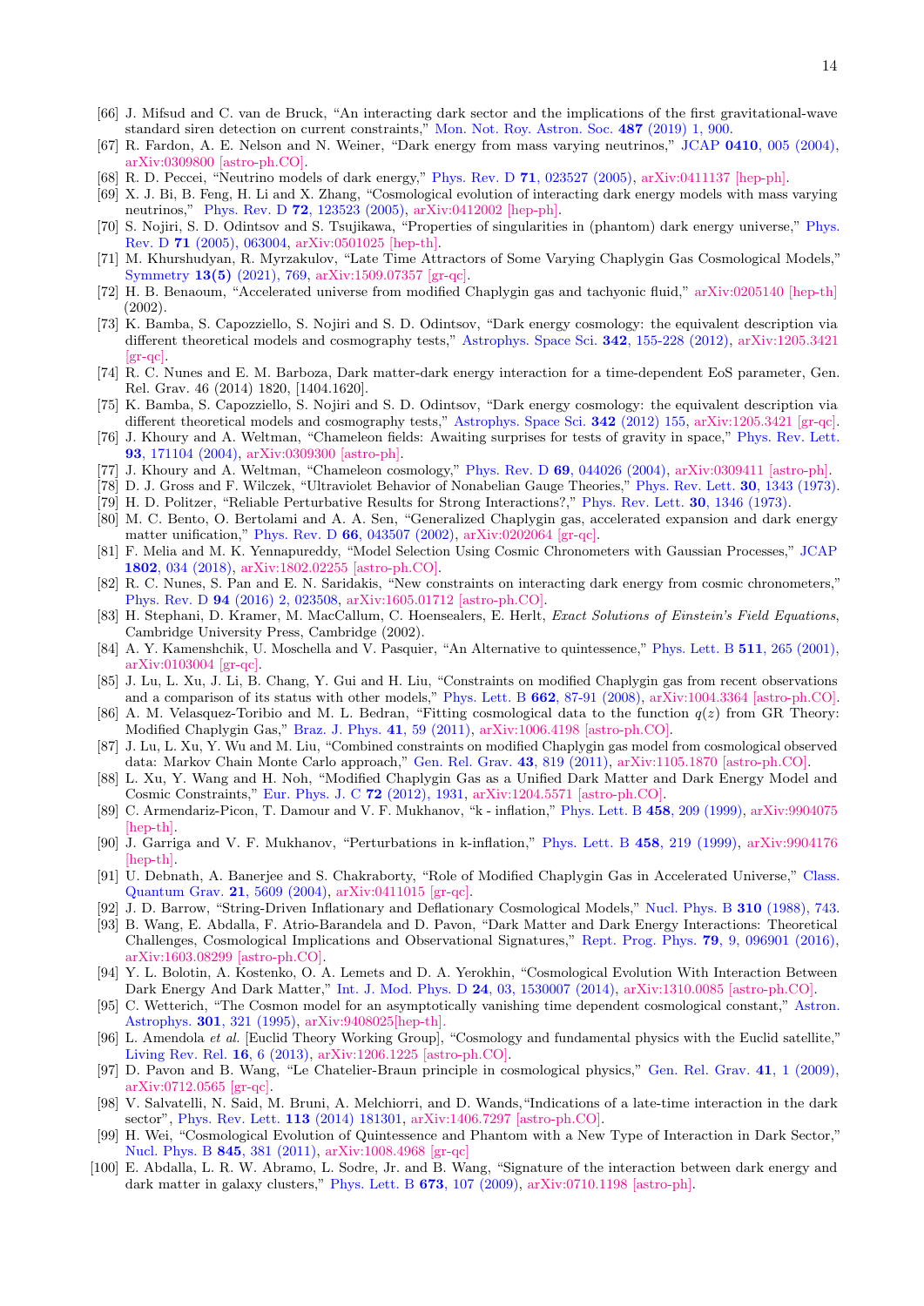[66] J. Mifsud and C. van de Bruck, "An interacting dark sector and the implications of the first gravitational-wave standard siren detection on current constraints," Mon. Not. Roy. Astron. Soc. **487** (2019) 1, 900.

[67] R. Fardon, A. E. Nelson and N. Weiner, "Dark energy from mass varying neutrinos," JCAP **0410**, 005 (2004), arXiv:0309800 [astro-ph.CO].

[68] R. D. Peccei, "Neutrino models of dark energy," Phys. Rev. D **71**, 023527 (2005), arXiv:0411137 [hep-ph].

[69] X. J. Bi, B. Feng, H. Li and X. Zhang, "Cosmological evolution of interacting dark energy models with mass varying neutrinos," Phys. Rev. D **72**, 123523 (2005), arXiv:0412002 [hep-ph].

[70] S. Nojiri, S. D. Odintsov and S. Tsujikawa, "Properties of singularities in (phantom) dark energy universe," Phys. Rev. D **71** (2005), 063004, arXiv:0501025 [hep-th].

[71] M. Khurshudyan, R. Myrzakulov, "Late Time Attractors of Some Varying Chaplygin Gas Cosmological Models," Symmetry **13(5)** (2021), 769, arXiv:1509.07357 [gr-qc].

[72] H. B. Benaoum, "Accelerated universe from modified Chaplygin gas and tachyonic fluid," arXiv:0205140 [hep-th] (2002).

[73] K. Bamba, S. Capozziello, S. Nojiri and S. D. Odintsov, "Dark energy cosmology: the equivalent description via different theoretical models and cosmography tests," Astrophys. Space Sci. **342**, 155-228 (2012), arXiv:1205.3421 [gr-qc].

[74] R. C. Nunes and E. M. Barboza, Dark matter-dark energy interaction for a time-dependent EoS parameter, Gen. Rel. Grav. 46 (2014) 1820, [1404.1620].

[75] K. Bamba, S. Capozziello, S. Nojiri and S. D. Odintsov, "Dark energy cosmology: the equivalent description via different theoretical models and cosmography tests," Astrophys. Space Sci. **342** (2012) 155, arXiv:1205.3421 [gr-qc].

[76] J. Khoury and A. Weltman, "Chameleon fields: Awaiting surprises for tests of gravity in space," Phys. Rev. Lett. **93**, 171104 (2004), arXiv:0309300 [astro-ph].

[77] J. Khoury and A. Weltman, "Chameleon cosmology," Phys. Rev. D **69**, 044026 (2004), arXiv:0309411 [astro-ph].

[78] D. J. Gross and F. Wilczek, "Ultraviolet Behavior of Nonabelian Gauge Theories," Phys. Rev. Lett. **30**, 1343 (1973).

[79] H. D. Politzer, "Reliable Perturbative Results for Strong Interactions?," Phys. Rev. Lett. **30**, 1346 (1973).

[80] M. C. Bento, O. Bertolami and A. A. Sen, "Generalized Chaplygin gas, accelerated expansion and dark energy matter unification," Phys. Rev. D **66**, 043507 (2002), arXiv:0202064 [gr-qc].

[81] F. Melia and M. K. Yennapureddy, "Model Selection Using Cosmic Chronometers with Gaussian Processes," JCAP **1802**, 034 (2018), arXiv:1802.02255 [astro-ph.CO].

[82] R. C. Nunes, S. Pan and E. N. Saridakis, "New constraints on interacting dark energy from cosmic chronometers," Phys. Rev. D **94** (2016) 2, 023508, arXiv:1605.01712 [astro-ph.CO].

[83] H. Stephani, D. Kramer, M. MacCallum, C. Hoensealers, E. Herlt, *Exact Solutions of Einstein's Field Equations*, Cambridge University Press, Cambridge (2002).

[84] A. Y. Kamenshchik, U. Moschella and V. Pasquier, "An Alternative to quintessence," Phys. Lett. B **511**, 265 (2001), arXiv:0103004 [gr-qc].

[85] J. Lu, L. Xu, J. Li, B. Chang, Y. Gui and H. Liu, "Constraints on modified Chaplygin gas from recent observations and a comparison of its status with other models," Phys. Lett. B **662**, 87-91 (2008), arXiv:1004.3364 [astro-ph.CO].

[86] A. M. Velasquez-Toribio and M. L. Bedran, "Fitting cosmological data to the function $q(z)$ from GR Theory: Modified Chaplygin Gas," Braz. J. Phys. **41**, 59 (2011), arXiv:1006.4198 [astro-ph.CO].

[87] J. Lu, L. Xu, Y. Wu and M. Liu, "Combined constraints on modified Chaplygin gas model from cosmological observed data: Markov Chain Monte Carlo approach," Gen. Rel. Grav. **43**, 819 (2011), arXiv:1105.1870 [astro-ph.CO].

[88] L. Xu, Y. Wang and H. Noh, "Modified Chaplygin Gas as a Unified Dark Matter and Dark Energy Model and Cosmic Constraints," Eur. Phys. J. C **72** (2012), 1931, arXiv:1204.5571 [astro-ph.CO].

[89] C. Armendariz-Picon, T. Damour and V. F. Mukhanov, "k - inflation," Phys. Lett. B **458**, 209 (1999), arXiv:9904075 [hep-th].

[90] J. Garriga and V. F. Mukhanov, "Perturbations in k-inflation," Phys. Lett. B **458**, 219 (1999), arXiv:9904176 [hep-th].

[91] U. Debnath, A. Banerjee and S. Chakraborty, "Role of Modified Chaplygin Gas in Accelerated Universe," Class. Quantum Grav. **21**, 5609 (2004), arXiv:0411015 [gr-qc].

[92] J. D. Barrow, "String-Driven Inflationary and Deflationary Cosmological Models," Nucl. Phys. B **310** (1988), 743.

[93] B. Wang, E. Abdalla, F. Atrio-Barandela and D. Pavon, "Dark Matter and Dark Energy Interactions: Theoretical Challenges, Cosmological Implications and Observational Signatures," Rept. Prog. Phys. **79**, 9, 096901 (2016), arXiv:1603.08299 [astro-ph.CO].

[94] Y. L. Bolotin, A. Kostenko, O. A. Lemets and D. A. Yerokhin, "Cosmological Evolution With Interaction Between Dark Energy And Dark Matter," Int. J. Mod. Phys. D **24**, 03, 1530007 (2014), arXiv:1310.0085 [astro-ph.CO].

[95] C. Wetterich, "The Cosmon model for an asymptotically vanishing time dependent cosmological constant," Astron. Astrophys. **301**, 321 (1995), arXiv:9408025[hep-th].

[96] L. Amendola *et al.* [Euclid Theory Working Group], "Cosmology and fundamental physics with the Euclid satellite," Living Rev. Rel. **16**, 6 (2013), arXiv:1206.1225 [astro-ph.CO].

[97] D. Pavon and B. Wang, "Le Chatelier-Braun principle in cosmological physics," Gen. Rel. Grav. **41**, 1 (2009), arXiv:0712.0565 [gr-qc].

[98] V. Salvatelli, N. Said, M. Bruni, A. Melchiorri, and D. Wands,"Indications of a late-time interaction in the dark sector", Phys. Rev. Lett. **113** (2014) 181301, arXiv:1406.7297 [astro-ph.CO].

[99] H. Wei, "Cosmological Evolution of Quintessence and Phantom with a New Type of Interaction in Dark Sector," Nucl. Phys. B **845**, 381 (2011), arXiv:1008.4968 [gr-qc]

[100] E. Abdalla, L. R. W. Abramo, L. Sodre, Jr. and B. Wang, "Signature of the interaction between dark energy and dark matter in galaxy clusters," Phys. Lett. B **673**, 107 (2009), arXiv:0710.1198 [astro-ph].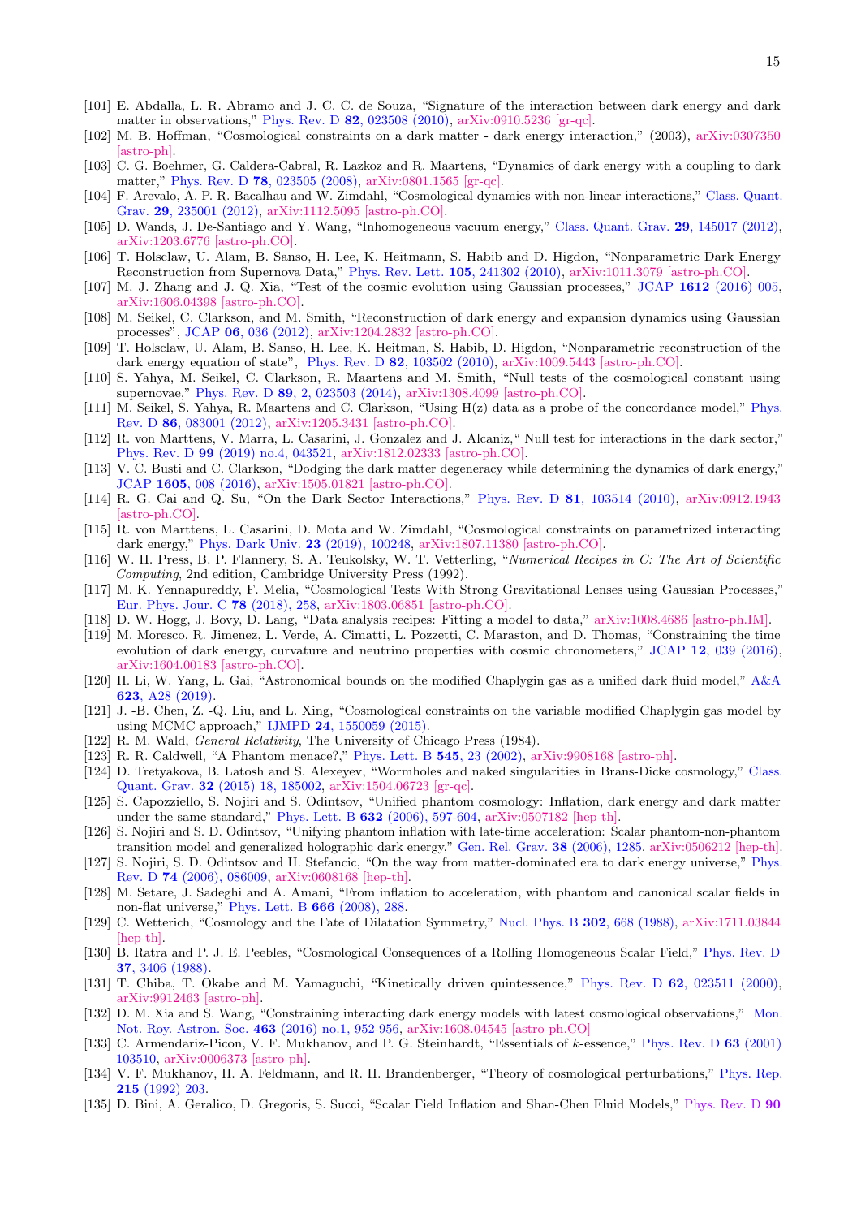[101] E. Abdalla, L. R. Abramo and J. C. C. de Souza, "Signature of the interaction between dark energy and dark matter in observations," Phys. Rev. D **82**, 023508 (2010), arXiv:0910.5236 [gr-qc].

[102] M. B. Hoffman, "Cosmological constraints on a dark matter - dark energy interaction," (2003), arXiv:0307350 [astro-ph].

[103] C. G. Boehmer, G. Caldera-Cabral, R. Lazkoz and R. Maartens, "Dynamics of dark energy with a coupling to dark matter," Phys. Rev. D **78**, 023505 (2008), arXiv:0801.1565 [gr-qc].

[104] F. Arevalo, A. P. R. Bacalhau and W. Zimdahl, "Cosmological dynamics with non-linear interactions," Class. Quant. Grav. **29**, 235001 (2012), arXiv:1112.5095 [astro-ph.CO].

[105] D. Wands, J. De-Santiago and Y. Wang, "Inhomogeneous vacuum energy," Class. Quant. Grav. **29**, 145017 (2012), arXiv:1203.6776 [astro-ph.CO].

[106] T. Holsclaw, U. Alam, B. Sanso, H. Lee, K. Heitmann, S. Habib and D. Higdon, "Nonparametric Dark Energy Reconstruction from Supernova Data," Phys. Rev. Lett. **105**, 241302 (2010), arXiv:1011.3079 [astro-ph.CO].

[107] M. J. Zhang and J. Q. Xia, "Test of the cosmic evolution using Gaussian processes," JCAP **1612** (2016) 005, arXiv:1606.04398 [astro-ph.CO].

[108] M. Seikel, C. Clarkson, and M. Smith, "Reconstruction of dark energy and expansion dynamics using Gaussian processes", JCAP **06**, 036 (2012), arXiv:1204.2832 [astro-ph.CO].

[109] T. Holsclaw, U. Alam, B. Sanso, H. Lee, K. Heitman, S. Habib, D. Higdon, "Nonparametric reconstruction of the dark energy equation of state", Phys. Rev. D **82**, 103502 (2010), arXiv:1009.5443 [astro-ph.CO].

[110] S. Yahya, M. Seikel, C. Clarkson, R. Maartens and M. Smith, "Null tests of the cosmological constant using supernovae," Phys. Rev. D **89**, 2, 023503 (2014), arXiv:1308.4099 [astro-ph.CO].

[111] M. Seikel, S. Yahya, R. Maartens and C. Clarkson, "Using H(z) data as a probe of the concordance model," Phys. Rev. D **86**, 083001 (2012), arXiv:1205.3431 [astro-ph.CO].

[112] R. von Marttens, V. Marra, L. Casarini, J. Gonzalez and J. Alcaniz," Null test for interactions in the dark sector," Phys. Rev. D **99** (2019) no.4, 043521, arXiv:1812.02333 [astro-ph.CO].

[113] V. C. Busti and C. Clarkson, "Dodging the dark matter degeneracy while determining the dynamics of dark energy," JCAP **1605**, 008 (2016), arXiv:1505.01821 [astro-ph.CO].

[114] R. G. Cai and Q. Su, "On the Dark Sector Interactions," Phys. Rev. D **81**, 103514 (2010), arXiv:0912.1943 [astro-ph.CO].

[115] R. von Marttens, L. Casarini, D. Mota and W. Zimdahl, "Cosmological constraints on parametrized interacting dark energy," Phys. Dark Univ. **23** (2019), 100248, arXiv:1807.11380 [astro-ph.CO].

[116] W. H. Press, B. P. Flannery, S. A. Teukolsky, W. T. Vetterling, "*Numerical Recipes in C: The Art of Scientific Computing*, 2nd edition, Cambridge University Press (1992).

[117] M. K. Yennapureddy, F. Melia, "Cosmological Tests With Strong Gravitational Lenses using Gaussian Processes," Eur. Phys. Jour. C **78** (2018), 258, arXiv:1803.06851 [astro-ph.CO].

[118] D. W. Hogg, J. Bovy, D. Lang, "Data analysis recipes: Fitting a model to data," arXiv:1008.4686 [astro-ph.IM].

[119] M. Moresco, R. Jimenez, L. Verde, A. Cimatti, L. Pozzetti, C. Maraston, and D. Thomas, "Constraining the time evolution of dark energy, curvature and neutrino properties with cosmic chronometers," JCAP **12**, 039 (2016), arXiv:1604.00183 [astro-ph.CO].

[120] H. Li, W. Yang, L. Gai, "Astronomical bounds on the modified Chaplygin gas as a unified dark fluid model," A&A **623**, A28 (2019).

[121] J. -B. Chen, Z. -Q. Liu, and L. Xing, "Cosmological constraints on the variable modified Chaplygin gas model by using MCMC approach," IJMPD **24**, 1550059 (2015).

[122] R. M. Wald, *General Relativity*, The University of Chicago Press (1984).

[123] R. R. Caldwell, "A Phantom menace?," Phys. Lett. B **545**, 23 (2002), arXiv:9908168 [astro-ph].

[124] D. Tretyakova, B. Latosh and S. Alexeyev, "Wormholes and naked singularities in Brans-Dicke cosmology," Class. Quant. Grav. **32** (2015) 18, 185002, arXiv:1504.06723 [gr-qc].

[125] S. Capozziello, S. Nojiri and S. Odintsov, "Unified phantom cosmology: Inflation, dark energy and dark matter under the same standard," Phys. Lett. B **632** (2006), 597-604, arXiv:0507182 [hep-th].

[126] S. Nojiri and S. D. Odintsov, "Unifying phantom inflation with late-time acceleration: Scalar phantom-non-phantom transition model and generalized holographic dark energy," Gen. Rel. Grav. **38** (2006), 1285, arXiv:0506212 [hep-th].

[127] S. Nojiri, S. D. Odintsov and H. Stefancic, "On the way from matter-dominated era to dark energy universe," Phys. Rev. D **74** (2006), 086009, arXiv:0608168 [hep-th].

[128] M. Setare, J. Sadeghi and A. Amani, "From inflation to acceleration, with phantom and canonical scalar fields in non-flat universe," Phys. Lett. B **666** (2008), 288.

[129] C. Wetterich, "Cosmology and the Fate of Dilatation Symmetry," Nucl. Phys. B **302**, 668 (1988), arXiv:1711.03844 [hep-th].

[130] B. Ratra and P. J. E. Peebles, "Cosmological Consequences of a Rolling Homogeneous Scalar Field," Phys. Rev. D **37**, 3406 (1988).

[131] T. Chiba, T. Okabe and M. Yamaguchi, "Kinetically driven quintessence," Phys. Rev. D **62**, 023511 (2000), arXiv:9912463 [astro-ph].

[132] D. M. Xia and S. Wang, "Constraining interacting dark energy models with latest cosmological observations," Mon. Not. Roy. Astron. Soc. **463** (2016) no.1, 952-956, arXiv:1608.04545 [astro-ph.CO]

[133] C. Armendariz-Picon, V. F. Mukhanov, and P. G. Steinhardt, "Essentials of *k*-essence," Phys. Rev. D **63** (2001) 103510, arXiv:0006373 [astro-ph].

[134] V. F. Mukhanov, H. A. Feldmann, and R. H. Brandenberger, "Theory of cosmological perturbations," Phys. Rep. **215** (1992) 203.

[135] D. Bini, A. Geralico, D. Gregoris, S. Succi, "Scalar Field Inflation and Shan-Chen Fluid Models," Phys. Rev. D **90**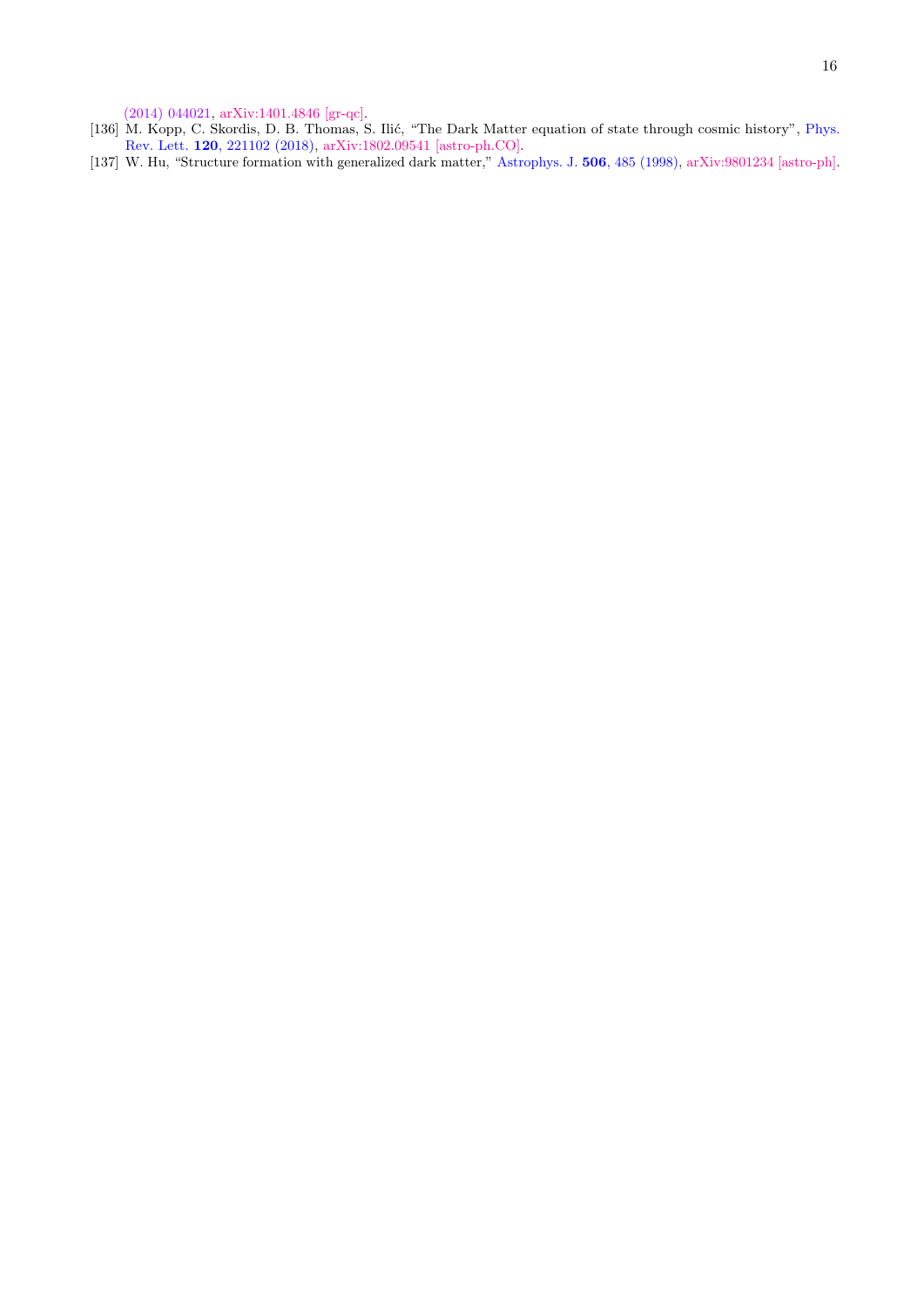(2014) 044021, arXiv:1401.4846 [gr-qc].

[136] M. Kopp, C. Skordis, D. B. Thomas, S. Ilić, "The Dark Matter equation of state through cosmic history", Phys. Rev. Lett. **120**, 221102 (2018), arXiv:1802.09541 [astro-ph.CO].

[137] W. Hu, "Structure formation with generalized dark matter," Astrophys. J. **506**, 485 (1998), arXiv:9801234 [astro-ph].